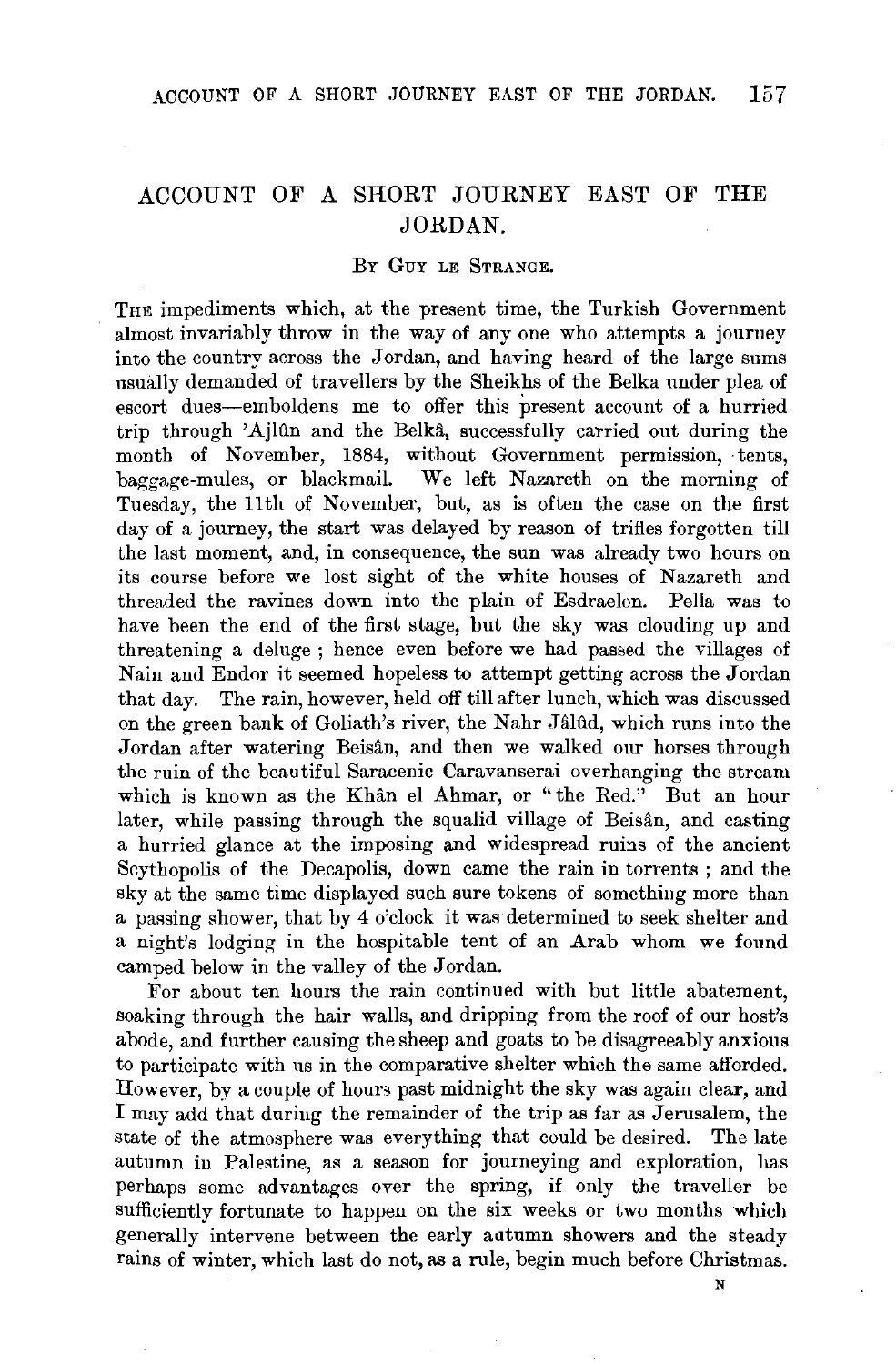# ACCOUNT OF A SHORT JOURNEY EAST OF THE JORDAN.

By Guy le Strange.

The impediments which, at the present time, the Turkish Government almost invariably throw in the way of any one who attempts a journey into the country across the Jordan, and having heard of the large sums usually demanded of travellers by the Sheikhs of the Belka under plea of escort dues—emboldens me to offer this present account of a hurried trip through 'Ajlûn and the Belkâ, successfully carried out during the month of November, 1884, without Government permission, tents, baggage-mules, or blackmail. We left Nazareth on the morning of Tuesday, the 11th of November, but, as is often the case on the first day of a journey, the start was delayed by reason of trifles forgotten till the last moment, and, in consequence, the sun was already two hours on its course before we lost sight of the white houses of Nazareth and threaded the ravines down into the plain of Esdraelon. Pella was to have been the end of the first stage, but the sky was clouding up and threatening a deluge ; hence even before we had passed the villages of Nain and Endor it seemed hopeless to attempt getting across the Jordan that day. The rain, however, held off till after lunch, which was discussed on the green bank of Goliath's river, the Nahr Jâlûd, which runs into the Jordan after watering Beisân, and then we walked our horses through the ruin of the beautiful Saracenic Caravanserai overhanging the stream which is known as the Khân el Ahmar, or "the Red." But an hour later, while passing through the squalid village of Beisân, and casting a hurried glance at the imposing and widespread ruins of the ancient Scythopolis of the Decapolis, down came the rain in torrents ; and the sky at the same time displayed such sure tokens of something more than a passing shower, that by 4 o'clock it was determined to seek shelter and a night's lodging in the hospitable tent of an Arab whom we found camped below in the valley of the Jordan.

For about ten hours the rain continued with but little abatement, soaking through the hair walls, and dripping from the roof of our host's abode, and further causing the sheep and goats to be disagreeably anxious to participate with us in the comparative shelter which the same afforded. However, by a couple of hours past midnight the sky was again clear, and I may add that during the remainder of the trip as far as Jerusalem, the state of the atmosphere was everything that could be desired. The late autumn in Palestine, as a season for journeying and exploration, has perhaps some advantages over the spring, if only the traveller be sufficiently fortunate to happen on the six weeks or two months which generally intervene between the early autumn showers and the steady rains of winter, which last do not, as a rule, begin much before Christmas.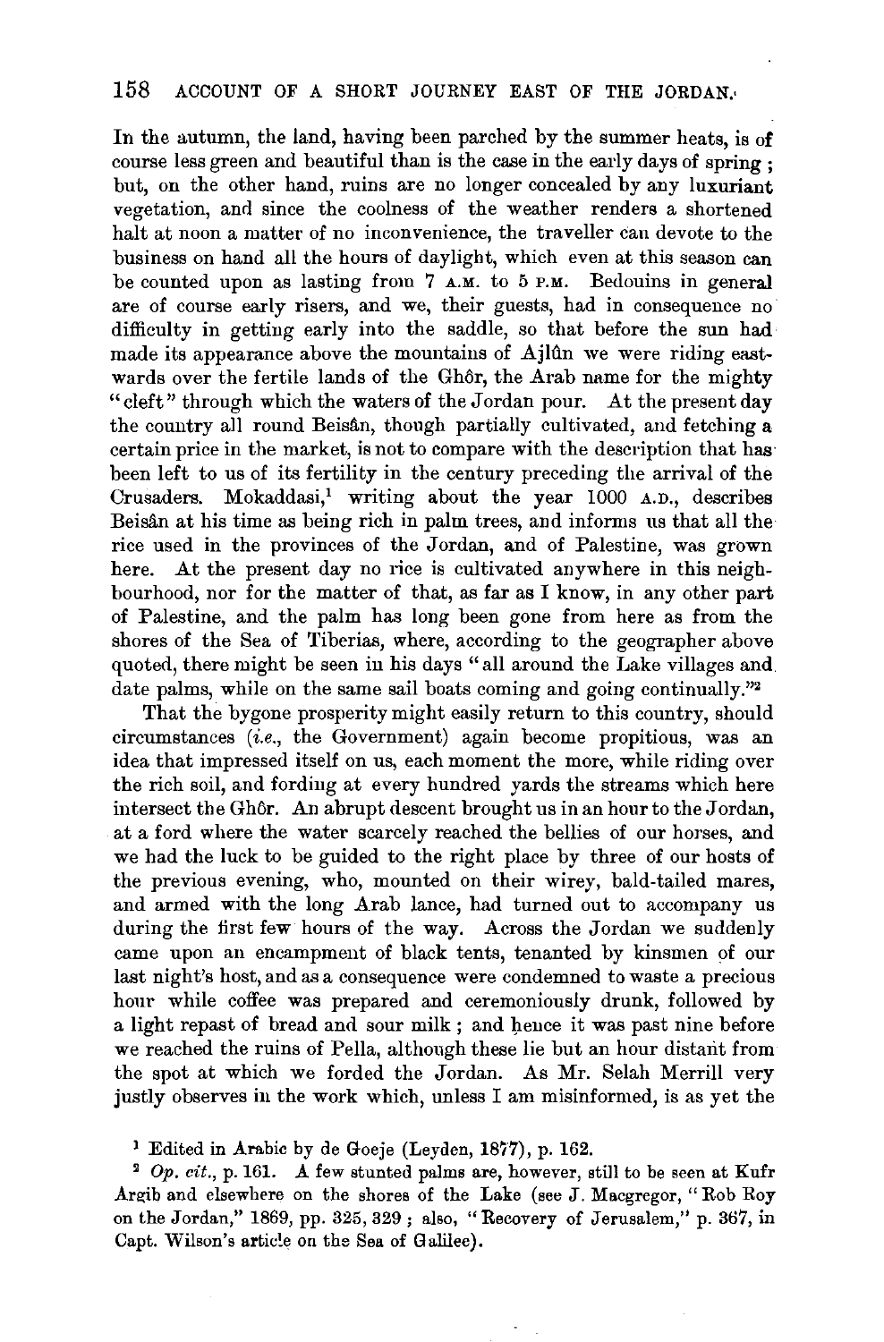In the autumn, the land, having been parched by the summer heats, is of course less green and beautiful than is the case in the early days of spring; but, on the other hand, ruins are no longer concealed by any luxuriant vegetation, and since the coolness of the weather renders a shortened halt at noon a matter of no inconvenience, the traveller can devote to the business on hand all the hours of daylight, which even at this season can be counted upon as lasting from 7 A.M. to 5 P.M. Bedouins in general are of course early risers, and we, their guests, had in consequence no difficulty in getting early into the saddle, so that before the sun had made its appearance above the mountains of Ajlûn we were riding eastwards over the fertile lands of the Ghôr, the Arab name for the mighty "cleft" through which the waters of the Jordan pour. At the present day the country all round Beisân, though partially cultivated, and fetching a certain price in the market, is not to compare with the description that has been left to us of its fertility in the century preceding the arrival of the Crusaders. Mokaddasi,[1] writing about the year 1000 A.D., describes Beisân at his time as being rich in palm trees, and informs us that all the rice used in the provinces of the Jordan, and of Palestine, was grown here. At the present day no rice is cultivated anywhere in this neighbourhood, nor for the matter of that, as far as I know, in any other part of Palestine, and the palm has long been gone from here as from the shores of the Sea of Tiberias, where, according to the geographer above quoted, there might be seen in his days "all around the Lake villages and date palms, while on the same sail boats coming and going continually."[2]

That the bygone prosperity might easily return to this country, should circumstances (*i.e.*, the Government) again become propitious, was an idea that impressed itself on us, each moment the more, while riding over the rich soil, and fording at every hundred yards the streams which here intersect the Ghôr. An abrupt descent brought us in an hour to the Jordan, at a ford where the water scarcely reached the bellies of our horses, and we had the luck to be guided to the right place by three of our hosts of the previous evening, who, mounted on their wirey, bald-tailed mares, and armed with the long Arab lance, had turned out to accompany us during the first few hours of the way. Across the Jordan we suddenly came upon an encampment of black tents, tenanted by kinsmen of our last night's host, and as a consequence were condemned to waste a precious hour while coffee was prepared and ceremoniously drunk, followed by a light repast of bread and sour milk; and hence it was past nine before we reached the ruins of Pella, although these lie but an hour distant from the spot at which we forded the Jordan. As Mr. Selah Merrill very justly observes in the work which, unless I am misinformed, is as yet the

[1] Edited in Arabic by de Goeje (Leyden, 1877), p. 162.

[2] *Op. cit.*, p. 161. A few stunted palms are, however, still to be seen at Kufr Argib and elsewhere on the shores of the Lake (see J. Macgregor, "Rob Roy on the Jordan," 1869, pp. 325, 329; also, "Recovery of Jerusalem," p. 367, in Capt. Wilson's article on the Sea of Galilee).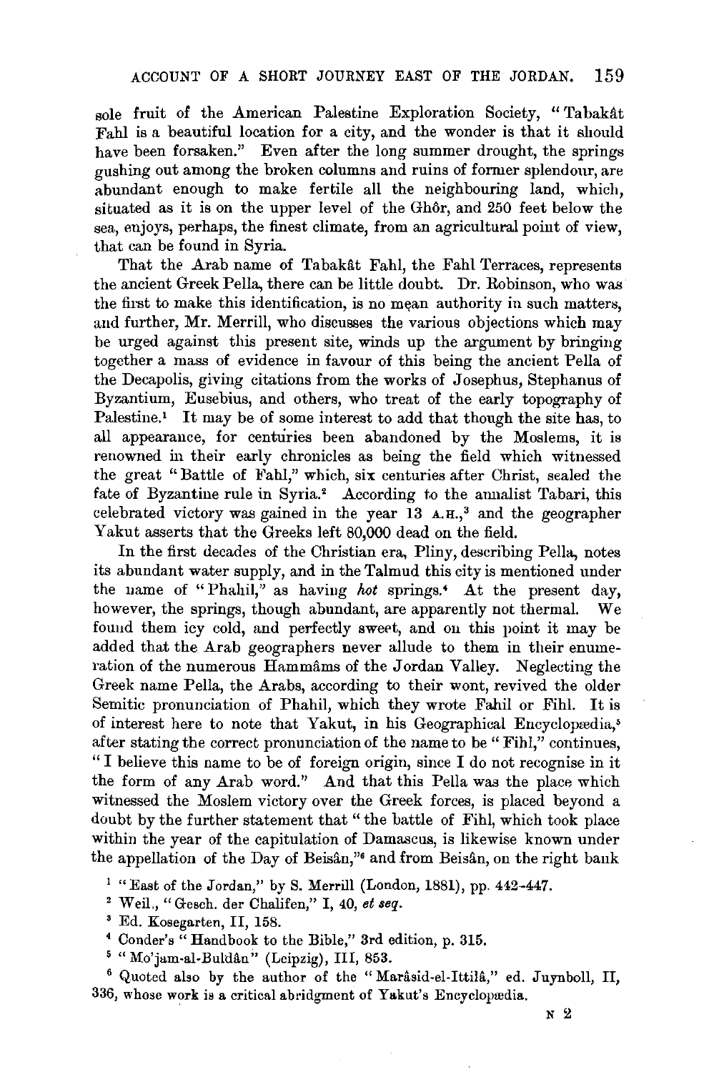sole fruit of the American Palestine Exploration Society, "Tabakât Fahl is a beautiful location for a city, and the wonder is that it should have been forsaken." Even after the long summer drought, the springs gushing out among the broken columns and ruins of former splendour, are abundant enough to make fertile all the neighbouring land, which, situated as it is on the upper level of the Ghôr, and 250 feet below the sea, enjoys, perhaps, the finest climate, from an agricultural point of view, that can be found in Syria.

That the Arab name of Tabakât Fahl, the Fahl Terraces, represents the ancient Greek Pella, there can be little doubt. Dr. Robinson, who was the first to make this identification, is no mean authority in such matters, and further, Mr. Merrill, who discusses the various objections which may be urged against this present site, winds up the argument by bringing together a mass of evidence in favour of this being the ancient Pella of the Decapolis, giving citations from the works of Josephus, Stephanus of Byzantium, Eusebius, and others, who treat of the early topography of Palestine.[1] It may be of some interest to add that though the site has, to all appearance, for centuries been abandoned by the Moslems, it is renowned in their early chronicles as being the field which witnessed the great "Battle of Fahl," which, six centuries after Christ, sealed the fate of Byzantine rule in Syria.[2] According to the annalist Tabari, this celebrated victory was gained in the year 13 A.H.,[3] and the geographer Yakut asserts that the Greeks left 80,000 dead on the field.

In the first decades of the Christian era, Pliny, describing Pella, notes its abundant water supply, and in the Talmud this city is mentioned under the name of "Phahil," as having *hot* springs.[4] At the present day, however, the springs, though abundant, are apparently not thermal. We found them icy cold, and perfectly sweet, and on this point it may be added that the Arab geographers never allude to them in their enumeration of the numerous Hammâms of the Jordan Valley. Neglecting the Greek name Pella, the Arabs, according to their wont, revived the older Semitic pronunciation of Phahil, which they wrote Fahil or Fihl. It is of interest here to note that Yakut, in his Geographical Encyclopædia,[5] after stating the correct pronunciation of the name to be "Fihl," continues, "I believe this name to be of foreign origin, since I do not recognise in it the form of any Arab word." And that this Pella was the place which witnessed the Moslem victory over the Greek forces, is placed beyond a doubt by the further statement that "the battle of Fihl, which took place within the year of the capitulation of Damascus, is likewise known under the appellation of the Day of Beisân,"[6] and from Beisân, on the right bank

[1] "East of the Jordan," by S. Merrill (London, 1881), pp. 442-447.

[2] Weil., "Gesch. der Chalifen," I, 40, *et seq.*

[3] Ed. Kosegarten, II, 158.

[4] Conder's "Handbook to the Bible," 3rd edition, p. 315.

[5] "Mo'jam-al-Buldân" (Leipzig), III, 853.

[6] Quoted also by the author of the "Marâsid-el-Ittilâ," ed. Juynboll, II, 336, whose work is a critical abridgment of Yakut's Encyclopædia.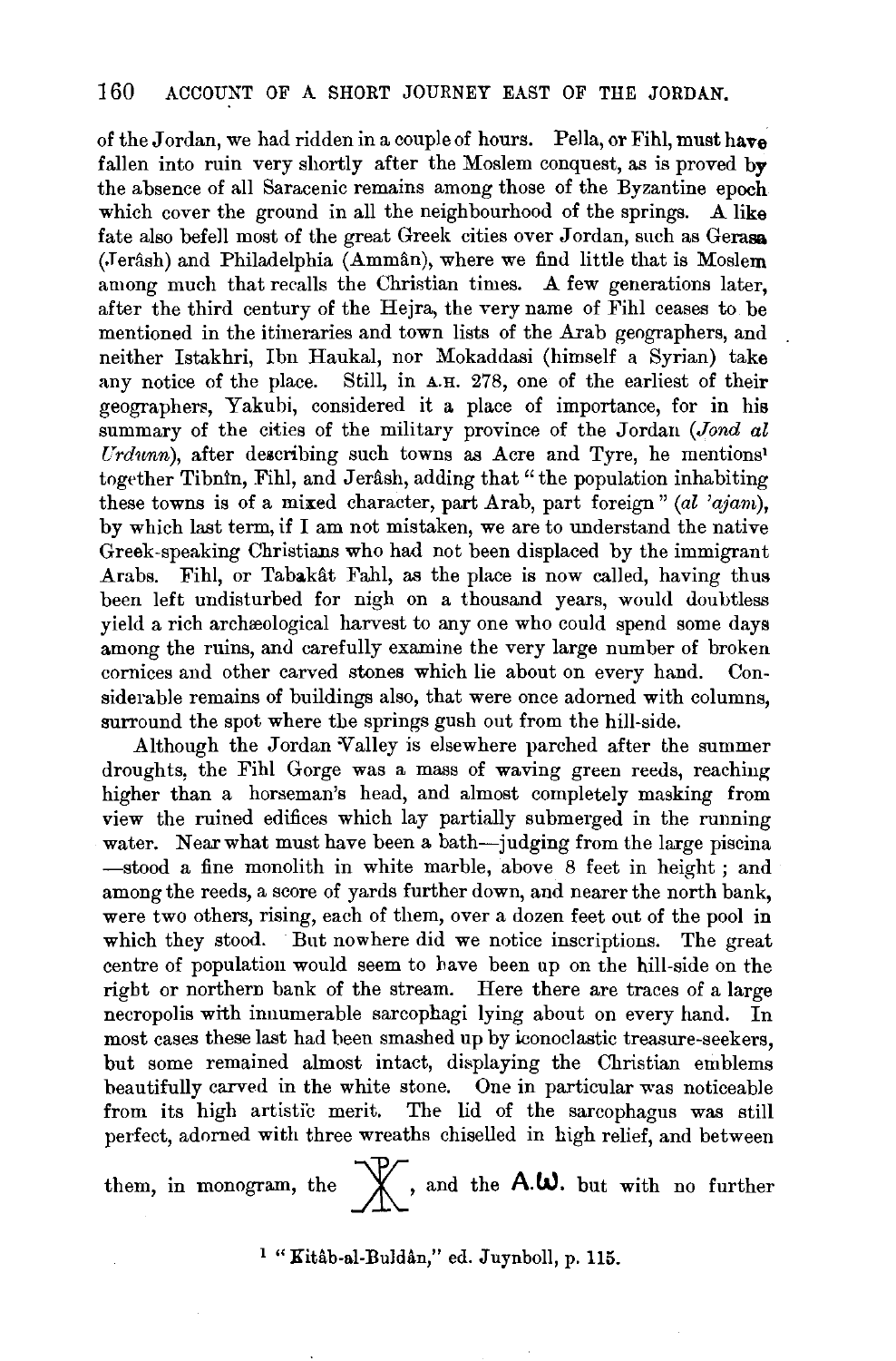of the Jordan, we had ridden in a couple of hours. Pella, or Fihl, must have fallen into ruin very shortly after the Moslem conquest, as is proved by the absence of all Saracenic remains among those of the Byzantine epoch which cover the ground in all the neighbourhood of the springs. A like fate also befell most of the great Greek cities over Jordan, such as Gerasa (Jerâsh) and Philadelphia (Ammân), where we find little that is Moslem among much that recalls the Christian times. A few generations later, after the third century of the Hejra, the very name of Fihl ceases to be mentioned in the itineraries and town lists of the Arab geographers, and neither Istakhri, Ibn Haukal, nor Mokaddasi (himself a Syrian) take any notice of the place. Still, in A.H. 278, one of the earliest of their geographers, Yakubi, considered it a place of importance, for in his summary of the cities of the military province of the Jordan (*Jond al Urdunn*), after describing such towns as Acre and Tyre, he mentions[1] together Tibnîn, Fihl, and Jerâsh, adding that "the population inhabiting these towns is of a mixed character, part Arab, part foreign" (*al 'ajam*), by which last term, if I am not mistaken, we are to understand the native Greek-speaking Christians who had not been displaced by the immigrant Arabs. Fihl, or Tabakât Fahl, as the place is now called, having thus been left undisturbed for nigh on a thousand years, would doubtless yield a rich archæological harvest to any one who could spend some days among the ruins, and carefully examine the very large number of broken cornices and other carved stones which lie about on every hand. Considerable remains of buildings also, that were once adorned with columns, surround the spot where the springs gush out from the hill-side.

Although the Jordan Valley is elsewhere parched after the summer droughts, the Fihl Gorge was a mass of waving green reeds, reaching higher than a horseman's head, and almost completely masking from view the ruined edifices which lay partially submerged in the running water. Near what must have been a bath—judging from the large piscina—stood a fine monolith in white marble, above 8 feet in height; and among the reeds, a score of yards further down, and nearer the north bank, were two others, rising, each of them, over a dozen feet out of the pool in which they stood. But nowhere did we notice inscriptions. The great centre of population would seem to have been up on the hill-side on the right or northern bank of the stream. Here there are traces of a large necropolis with innumerable sarcophagi lying about on every hand. In most cases these last had been smashed up by iconoclastic treasure-seekers, but some remained almost intact, displaying the Christian emblems beautifully carved in the white stone. One in particular was noticeable from its high artistic merit. The lid of the sarcophagus was still perfect, adorned with three wreaths chiselled in high relief, and between them, in monogram, the ☧, and the **A.ω.** but with no further

[1] "Kitâb-al-Buldân," ed. Juynboll, p. 115.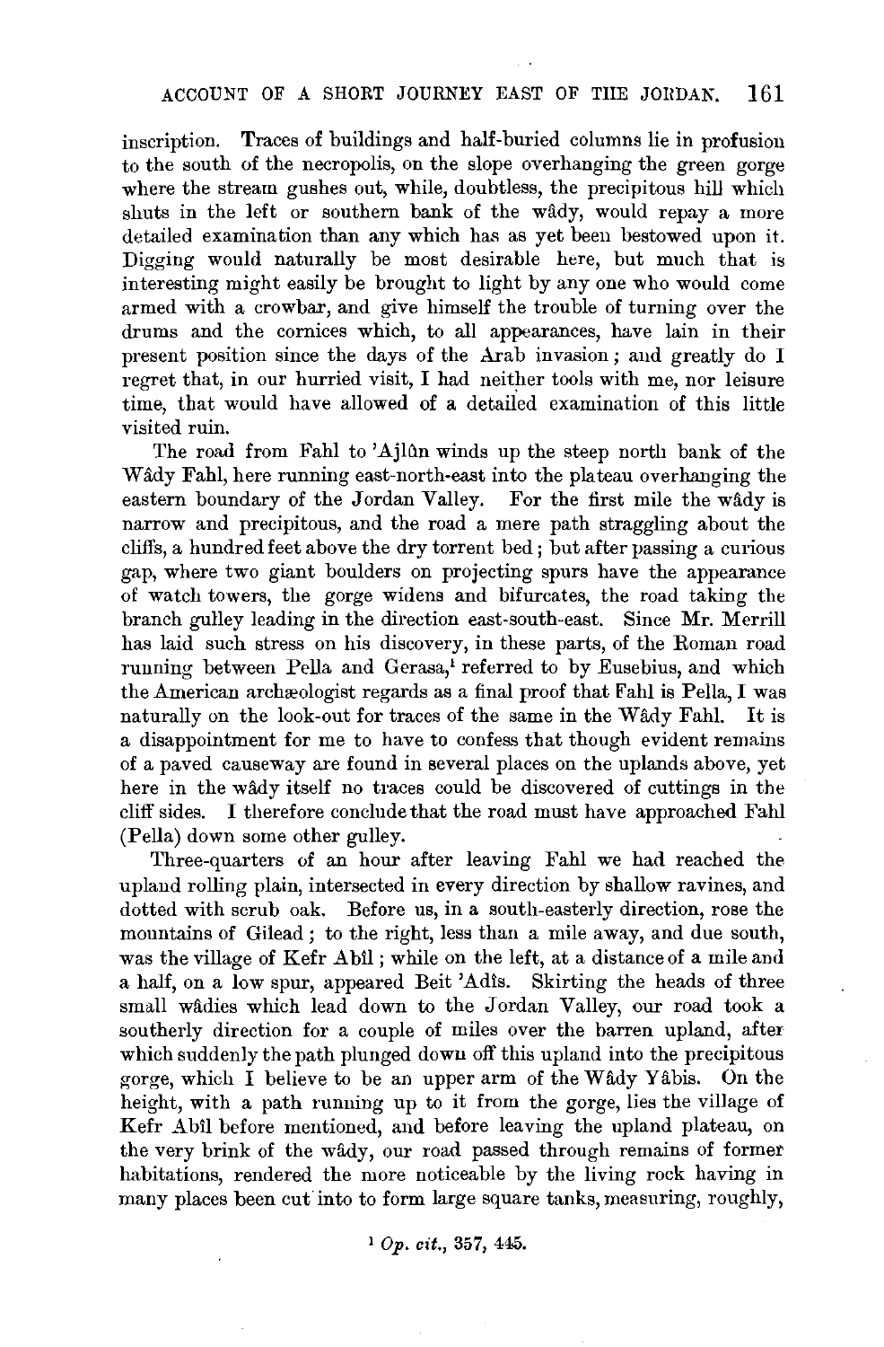inscription. Traces of buildings and half-buried columns lie in profusion to the south of the necropolis, on the slope overhanging the green gorge where the stream gushes out, while, doubtless, the precipitous hill which shuts in the left or southern bank of the wâdy, would repay a more detailed examination than any which has as yet been bestowed upon it. Digging would naturally be most desirable here, but much that is interesting might easily be brought to light by any one who would come armed with a crowbar, and give himself the trouble of turning over the drums and the cornices which, to all appearances, have lain in their present position since the days of the Arab invasion; and greatly do I regret that, in our hurried visit, I had neither tools with me, nor leisure time, that would have allowed of a detailed examination of this little visited ruin.

The road from Fahl to 'Ajlûn winds up the steep north bank of the Wâdy Fahl, here running east-north-east into the plateau overhanging the eastern boundary of the Jordan Valley. For the first mile the wâdy is narrow and precipitous, and the road a mere path straggling about the cliffs, a hundred feet above the dry torrent bed; but after passing a curious gap, where two giant boulders on projecting spurs have the appearance of watch towers, the gorge widens and bifurcates, the road taking the branch gulley leading in the direction east-south-east. Since Mr. Merrill has laid such stress on his discovery, in these parts, of the Roman road running between Pella and Gerasa,[1] referred to by Eusebius, and which the American archæologist regards as a final proof that Fahl is Pella, I was naturally on the look-out for traces of the same in the Wâdy Fahl. It is a disappointment for me to have to confess that though evident remains of a paved causeway are found in several places on the uplands above, yet here in the wâdy itself no traces could be discovered of cuttings in the cliff sides. I therefore conclude that the road must have approached Fahl (Pella) down some other gulley.

Three-quarters of an hour after leaving Fahl we had reached the upland rolling plain, intersected in every direction by shallow ravines, and dotted with scrub oak. Before us, in a south-easterly direction, rose the mountains of Gilead; to the right, less than a mile away, and due south, was the village of Kefr Abîl; while on the left, at a distance of a mile and a half, on a low spur, appeared Beit 'Adîs. Skirting the heads of three small wâdies which lead down to the Jordan Valley, our road took a southerly direction for a couple of miles over the barren upland, after which suddenly the path plunged down off this upland into the precipitous gorge, which I believe to be an upper arm of the Wâdy Yâbis. On the height, with a path running up to it from the gorge, lies the village of Kefr Abîl before mentioned, and before leaving the upland plateau, on the very brink of the wâdy, our road passed through remains of former habitations, rendered the more noticeable by the living rock having in many places been cut into to form large square tanks, measuring, roughly,

[1] *Op. cit.*, 357, 445.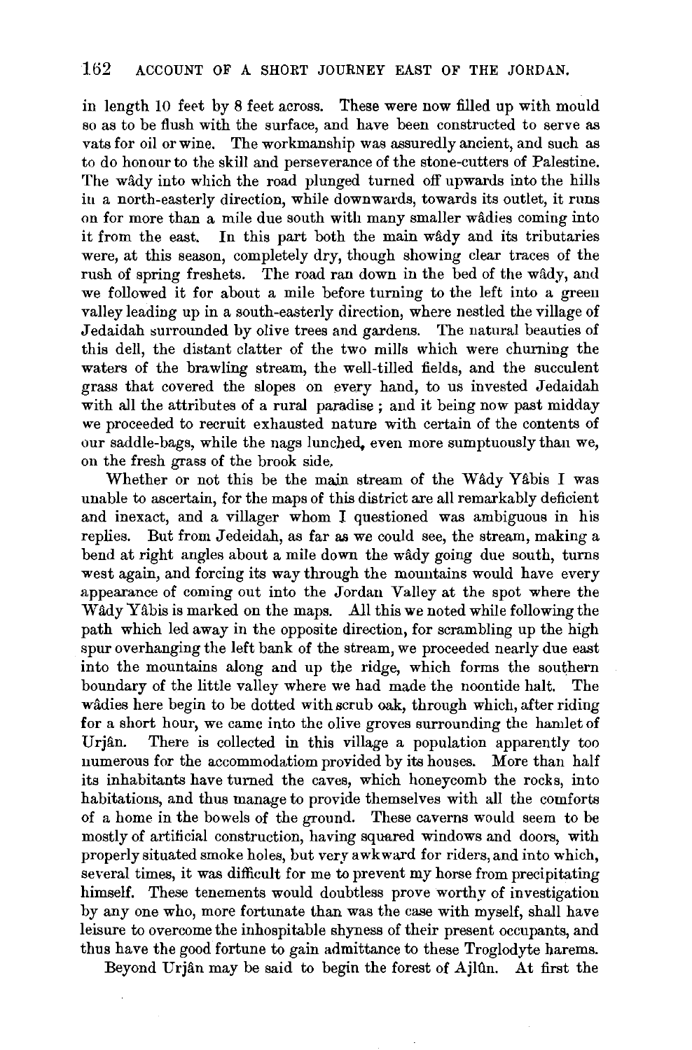in length 10 feet by 8 feet across. These were now filled up with mould so as to be flush with the surface, and have been constructed to serve as vats for oil or wine. The workmanship was assuredly ancient, and such as to do honour to the skill and perseverance of the stone-cutters of Palestine. The wâdy into which the road plunged turned off upwards into the hills in a north-easterly direction, while downwards, towards its outlet, it runs on for more than a mile due south with many smaller wâdies coming into it from the east. In this part both the main wâdy and its tributaries were, at this season, completely dry, though showing clear traces of the rush of spring freshets. The road ran down in the bed of the wâdy, and we followed it for about a mile before turning to the left into a green valley leading up in a south-easterly direction, where nestled the village of Jedaidah surrounded by olive trees and gardens. The natural beauties of this dell, the distant clatter of the two mills which were churning the waters of the brawling stream, the well-tilled fields, and the succulent grass that covered the slopes on every hand, to us invested Jedaidah with all the attributes of a rural paradise; and it being now past midday we proceeded to recruit exhausted nature with certain of the contents of our saddle-bags, while the nags lunched, even more sumptuously than we, on the fresh grass of the brook side.

Whether or not this be the main stream of the Wâdy Yâbis I was unable to ascertain, for the maps of this district are all remarkably deficient and inexact, and a villager whom I questioned was ambiguous in his replies. But from Jedeidah, as far as we could see, the stream, making a bend at right angles about a mile down the wâdy going due south, turns west again, and forcing its way through the mountains would have every appearance of coming out into the Jordan Valley at the spot where the Wâdy Yâbis is marked on the maps. All this we noted while following the path which led away in the opposite direction, for scrambling up the high spur overhanging the left bank of the stream, we proceeded nearly due east into the mountains along and up the ridge, which forms the southern boundary of the little valley where we had made the noontide halt. The wâdies here begin to be dotted with scrub oak, through which, after riding for a short hour, we came into the olive groves surrounding the hamlet of Urjân. There is collected in this village a population apparently too numerous for the accommodatiom provided by its houses. More than half its inhabitants have turned the caves, which honeycomb the rocks, into habitations, and thus manage to provide themselves with all the comforts of a home in the bowels of the ground. These caverns would seem to be mostly of artificial construction, having squared windows and doors, with properly situated smoke holes, but very awkward for riders, and into which, several times, it was difficult for me to prevent my horse from precipitating himself. These tenements would doubtless prove worthy of investigation by any one who, more fortunate than was the case with myself, shall have leisure to overcome the inhospitable shyness of their present occupants, and thus have the good fortune to gain admittance to these Troglodyte harems.

Beyond Urjân may be said to begin the forest of Ajlûn. At first the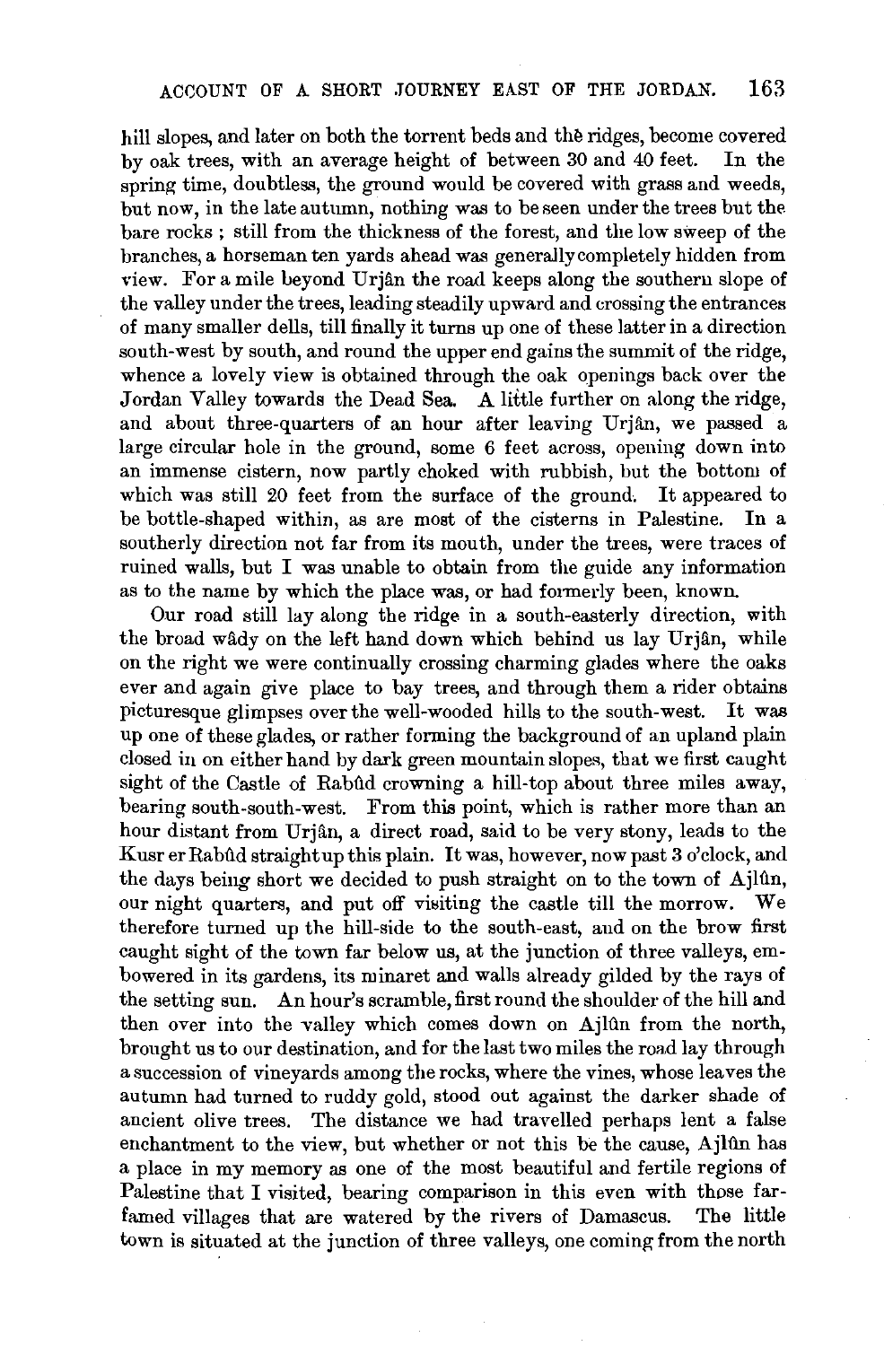hill slopes, and later on both the torrent beds and the ridges, become covered by oak trees, with an average height of between 30 and 40 feet. In the spring time, doubtless, the ground would be covered with grass and weeds, but now, in the late autumn, nothing was to be seen under the trees but the bare rocks ; still from the thickness of the forest, and the low sweep of the branches, a horseman ten yards ahead was generally completely hidden from view. For a mile beyond Urjân the road keeps along the southern slope of the valley under the trees, leading steadily upward and crossing the entrances of many smaller dells, till finally it turns up one of these latter in a direction south-west by south, and round the upper end gains the summit of the ridge, whence a lovely view is obtained through the oak openings back over the Jordan Valley towards the Dead Sea. A little further on along the ridge, and about three-quarters of an hour after leaving Urjân, we passed a large circular hole in the ground, some 6 feet across, opening down into an immense cistern, now partly choked with rubbish, but the bottom of which was still 20 feet from the surface of the ground. It appeared to be bottle-shaped within, as are most of the cisterns in Palestine. In a southerly direction not far from its mouth, under the trees, were traces of ruined walls, but I was unable to obtain from the guide any information as to the name by which the place was, or had formerly been, known.

Our road still lay along the ridge in a south-easterly direction, with the broad wâdy on the left hand down which behind us lay Urjân, while on the right we were continually crossing charming glades where the oaks ever and again give place to bay trees, and through them a rider obtains picturesque glimpses over the well-wooded hills to the south-west. It was up one of these glades, or rather forming the background of an upland plain closed in on either hand by dark green mountain slopes, that we first caught sight of the Castle of Rabûd crowning a hill-top about three miles away, bearing south-south-west. From this point, which is rather more than an hour distant from Urjân, a direct road, said to be very stony, leads to the Kusr er Rabûd straight up this plain. It was, however, now past 3 o'clock, and the days being short we decided to push straight on to the town of Ajlûn, our night quarters, and put off visiting the castle till the morrow. We therefore turned up the hill-side to the south-east, and on the brow first caught sight of the town far below us, at the junction of three valleys, embowered in its gardens, its minaret and walls already gilded by the rays of the setting sun. An hour's scramble, first round the shoulder of the hill and then over into the valley which comes down on Ajlûn from the north, brought us to our destination, and for the last two miles the road lay through a succession of vineyards among the rocks, where the vines, whose leaves the autumn had turned to ruddy gold, stood out against the darker shade of ancient olive trees. The distance we had travelled perhaps lent a false enchantment to the view, but whether or not this be the cause, Ajlûn has a place in my memory as one of the most beautiful and fertile regions of Palestine that I visited, bearing comparison in this even with those far-famed villages that are watered by the rivers of Damascus. The little town is situated at the junction of three valleys, one coming from the north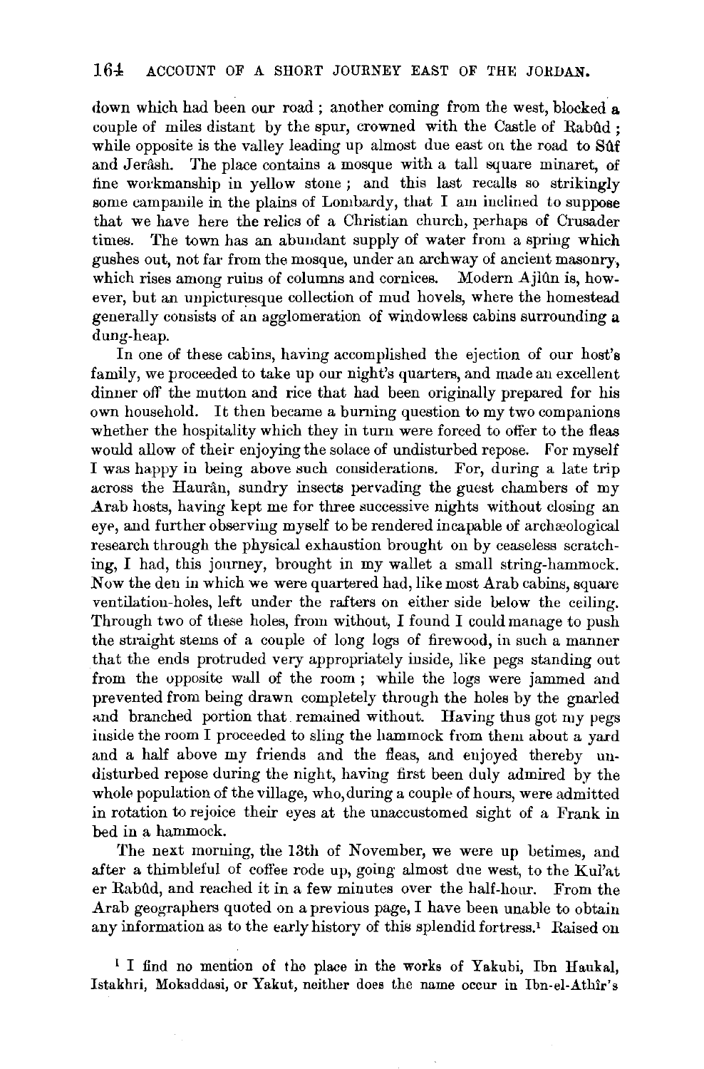down which had been our road ; another coming from the west, blocked a couple of miles distant by the spur, crowned with the Castle of Rabûd ; while opposite is the valley leading up almost due east on the road to Sûf and Jerâsh. The place contains a mosque with a tall square minaret, of fine workmanship in yellow stone ; and this last recalls so strikingly some campanile in the plains of Lombardy, that I am inclined to suppose that we have here the relics of a Christian church, perhaps of Crusader times. The town has an abundant supply of water from a spring which gushes out, not far from the mosque, under an archway of ancient masonry, which rises among ruins of columns and cornices. Modern Ajlûn is, however, but an unpicturesque collection of mud hovels, where the homestead generally consists of an agglomeration of windowless cabins surrounding a dung-heap.

In one of these cabins, having accomplished the ejection of our host's family, we proceeded to take up our night's quarters, and made an excellent dinner off the mutton and rice that had been originally prepared for his own household. It then became a burning question to my two companions whether the hospitality which they in turn were forced to offer to the fleas would allow of their enjoying the solace of undisturbed repose. For myself I was happy in being above such considerations. For, during a late trip across the Haurân, sundry insects pervading the guest chambers of my Arab hosts, having kept me for three successive nights without closing an eye, and further observing myself to be rendered incapable of archæological research through the physical exhaustion brought on by ceaseless scratching, I had, this journey, brought in my wallet a small string-hammock. Now the den in which we were quartered had, like most Arab cabins, square ventilation-holes, left under the rafters on either side below the ceiling. Through two of these holes, from without, I found I could manage to push the straight stems of a couple of long logs of firewood, in such a manner that the ends protruded very appropriately inside, like pegs standing out from the opposite wall of the room ; while the logs were jammed and prevented from being drawn completely through the holes by the gnarled and branched portion that remained without. Having thus got my pegs inside the room I proceeded to sling the hammock from them about a yard and a half above my friends and the fleas, and enjoyed thereby undisturbed repose during the night, having first been duly admired by the whole population of the village, who, during a couple of hours, were admitted in rotation to rejoice their eyes at the unaccustomed sight of a Frank in bed in a hammock.

The next morning, the 13th of November, we were up betimes, and after a thimbleful of coffee rode up, going almost due west, to the Kul'at er Rabûd, and reached it in a few minutes over the half-hour. From the Arab geographers quoted on a previous page, I have been unable to obtain any information as to the early history of this splendid fortress.[1] Raised on

[1] I find no mention of the place in the works of Yakubi, Ibn Haukal, Istakhri, Mokaddasi, or Yakut, neither does the name occur in Ibn-el-Athîr's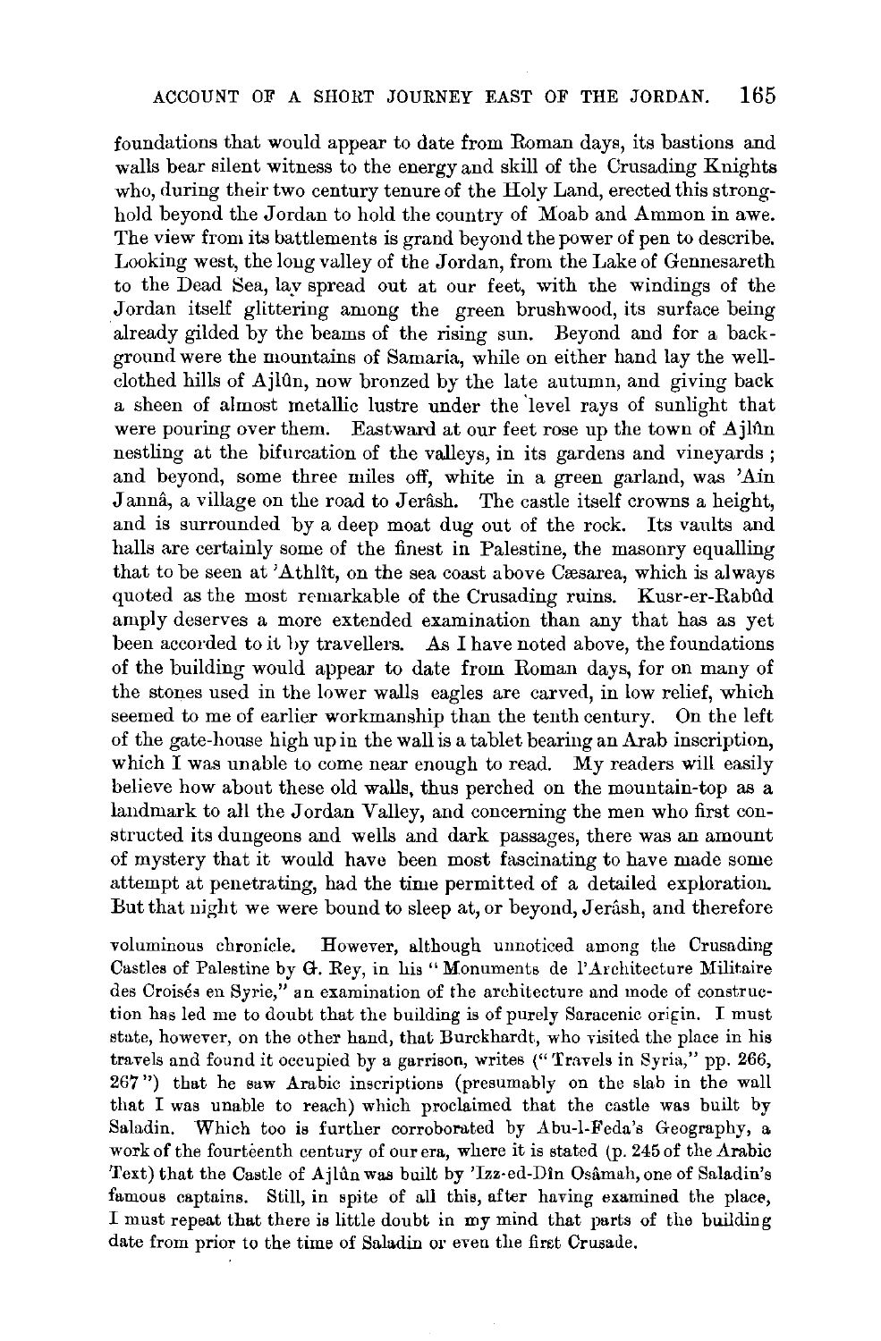foundations that would appear to date from Roman days, its bastions and walls bear silent witness to the energy and skill of the Crusading Knights who, during their two century tenure of the Holy Land, erected this stronghold beyond the Jordan to hold the country of Moab and Ammon in awe. The view from its battlements is grand beyond the power of pen to describe. Looking west, the long valley of the Jordan, from the Lake of Gennesareth to the Dead Sea, lay spread out at our feet, with the windings of the Jordan itself glittering among the green brushwood, its surface being already gilded by the beams of the rising sun. Beyond and for a background were the mountains of Samaria, while on either hand lay the well-clothed hills of Ajlûn, now bronzed by the late autumn, and giving back a sheen of almost metallic lustre under the level rays of sunlight that were pouring over them. Eastward at our feet rose up the town of Ajlûn nestling at the bifurcation of the valleys, in its gardens and vineyards; and beyond, some three miles off, white in a green garland, was 'Ain Jannâ, a village on the road to Jerâsh. The castle itself crowns a height, and is surrounded by a deep moat dug out of the rock. Its vaults and halls are certainly some of the finest in Palestine, the masonry equalling that to be seen at 'Athlît, on the sea coast above Cæsarea, which is always quoted as the most remarkable of the Crusading ruins. Kusr-er-Rabûd amply deserves a more extended examination than any that has as yet been accorded to it by travellers. As I have noted above, the foundations of the building would appear to date from Roman days, for on many of the stones used in the lower walls eagles are carved, in low relief, which seemed to me of earlier workmanship than the tenth century. On the left of the gate-house high up in the wall is a tablet bearing an Arab inscription, which I was unable to come near enough to read. My readers will easily believe how about these old walls, thus perched on the mountain-top as a landmark to all the Jordan Valley, and concerning the men who first constructed its dungeons and wells and dark passages, there was an amount of mystery that it would have been most fascinating to have made some attempt at penetrating, had the time permitted of a detailed exploration. But that night we were bound to sleep at, or beyond, Jerâsh, and therefore

voluminous chronicle. However, although unnoticed among the Crusading Castles of Palestine by G. Rey, in his "Monuments de l'Architecture Militaire des Croisés en Syrie," an examination of the architecture and mode of construction has led me to doubt that the building is of purely Saracenic origin. I must state, however, on the other hand, that Burckhardt, who visited the place in his travels and found it occupied by a garrison, writes ("Travels in Syria," pp. 266, 267") that he saw Arabic inscriptions (presumably on the slab in the wall that I was unable to reach) which proclaimed that the castle was built by Saladin. Which too is further corroborated by Abu-l-Feda's Geography, a work of the fourteenth century of our era, where it is stated (p. 245 of the Arabic Text) that the Castle of Ajlûn was built by 'Izz-ed-Dîn Osâmah, one of Saladin's famous captains. Still, in spite of all this, after having examined the place, I must repeat that there is little doubt in my mind that parts of the building date from prior to the time of Saladin or even the first Crusade.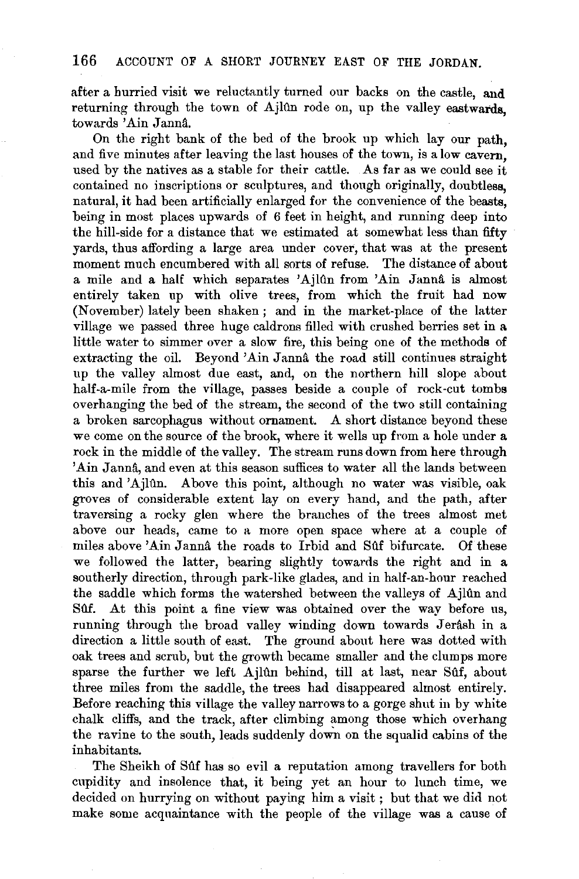after a hurried visit we reluctantly turned our backs on the castle, and returning through the town of Ajlûn rode on, up the valley eastwards, towards 'Ain Jannâ.

On the right bank of the bed of the brook up which lay our path, and five minutes after leaving the last houses of the town, is a low cavern, used by the natives as a stable for their cattle. As far as we could see it contained no inscriptions or sculptures, and though originally, doubtless, natural, it had been artificially enlarged for the convenience of the beasts, being in most places upwards of 6 feet in height, and running deep into the hill-side for a distance that we estimated at somewhat less than fifty yards, thus affording a large area under cover, that was at the present moment much encumbered with all sorts of refuse. The distance of about a mile and a half which separates 'Ajlûn from 'Ain Jannâ is almost entirely taken up with olive trees, from which the fruit had now (November) lately been shaken; and in the market-place of the latter village we passed three huge caldrons filled with crushed berries set in a little water to simmer over a slow fire, this being one of the methods of extracting the oil. Beyond 'Ain Jannâ the road still continues straight up the valley almost due east, and, on the northern hill slope about half-a-mile from the village, passes beside a couple of rock-cut tombs overhanging the bed of the stream, the second of the two still containing a broken sarcophagus without ornament. A short distance beyond these we come on the source of the brook, where it wells up from a hole under a rock in the middle of the valley. The stream runs down from here through 'Ain Jannâ, and even at this season suffices to water all the lands between this and 'Ajlûn. Above this point, although no water was visible, oak groves of considerable extent lay on every hand, and the path, after traversing a rocky glen where the branches of the trees almost met above our heads, came to a more open space where at a couple of miles above 'Ain Jannâ the roads to Irbid and Sûf bifurcate. Of these we followed the latter, bearing slightly towards the right and in a southerly direction, through park-like glades, and in half-an-hour reached the saddle which forms the watershed between the valleys of Ajlûn and Sûf. At this point a fine view was obtained over the way before us, running through the broad valley winding down towards Jerâsh in a direction a little south of east. The ground about here was dotted with oak trees and scrub, but the growth became smaller and the clumps more sparse the further we left Ajlûn behind, till at last, near Sûf, about three miles from the saddle, the trees had disappeared almost entirely. Before reaching this village the valley narrows to a gorge shut in by white chalk cliffs, and the track, after climbing among those which overhang the ravine to the south, leads suddenly down on the squalid cabins of the inhabitants.

The Sheikh of Sûf has so evil a reputation among travellers for both cupidity and insolence that, it being yet an hour to lunch time, we decided on hurrying on without paying him a visit; but that we did not make some acquaintance with the people of the village was a cause of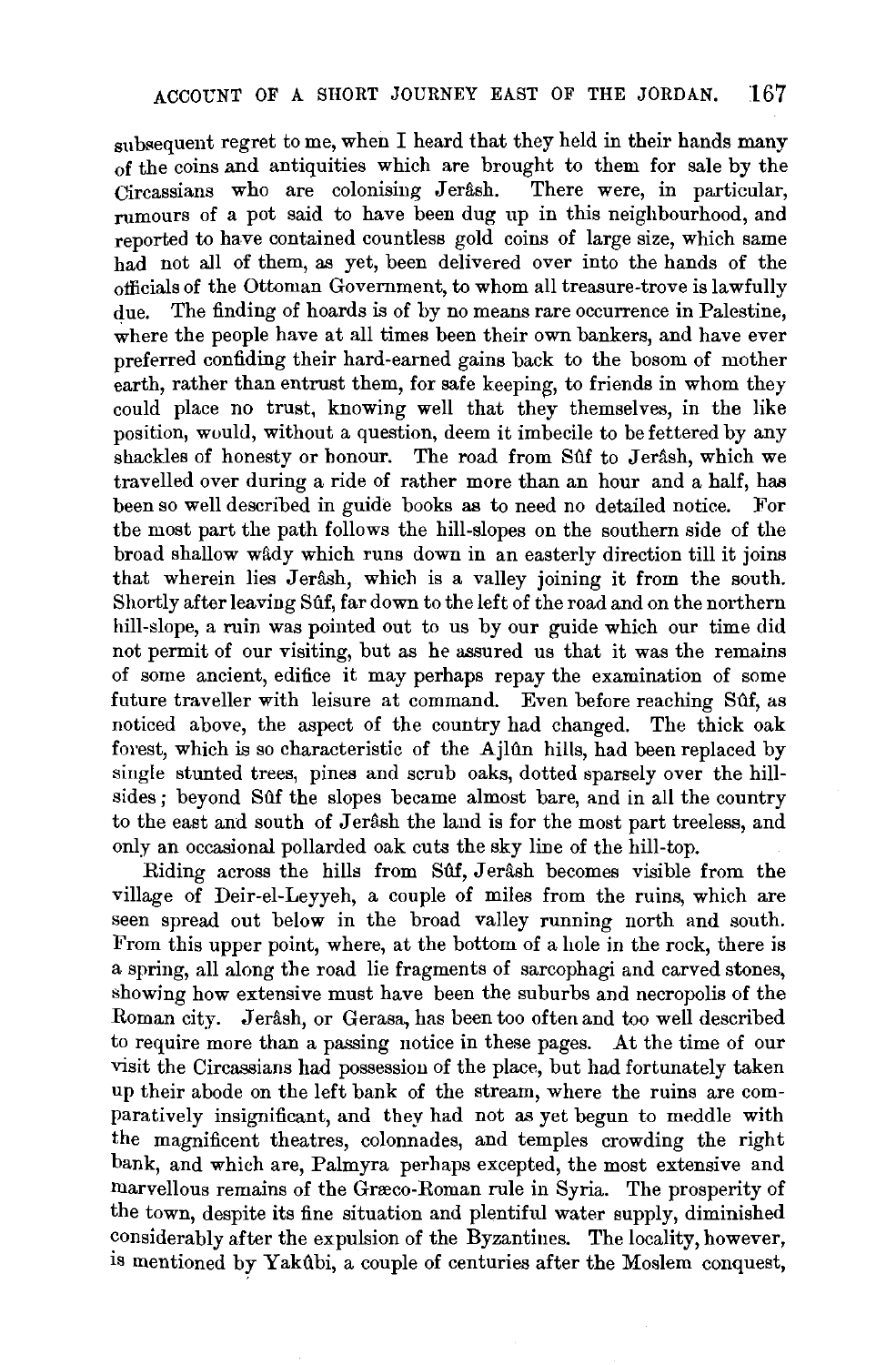subsequent regret to me, when I heard that they held in their hands many of the coins and antiquities which are brought to them for sale by the Circassians who are colonising Jerâsh. There were, in particular, rumours of a pot said to have been dug up in this neighbourhood, and reported to have contained countless gold coins of large size, which same had not all of them, as yet, been delivered over into the hands of the officials of the Ottoman Government, to whom all treasure-trove is lawfully due. The finding of hoards is of by no means rare occurrence in Palestine, where the people have at all times been their own bankers, and have ever preferred confiding their hard-earned gains back to the bosom of mother earth, rather than entrust them, for safe keeping, to friends in whom they could place no trust, knowing well that they themselves, in the like position, would, without a question, deem it imbecile to be fettered by any shackles of honesty or honour. The road from Sûf to Jerâsh, which we travelled over during a ride of rather more than an hour and a half, has been so well described in guide books as to need no detailed notice. For the most part the path follows the hill-slopes on the southern side of the broad shallow wâdy which runs down in an easterly direction till it joins that wherein lies Jerâsh, which is a valley joining it from the south. Shortly after leaving Sûf, far down to the left of the road and on the northern hill-slope, a ruin was pointed out to us by our guide which our time did not permit of our visiting, but as he assured us that it was the remains of some ancient, edifice it may perhaps repay the examination of some future traveller with leisure at command. Even before reaching Sûf, as noticed above, the aspect of the country had changed. The thick oak forest, which is so characteristic of the Ajlûn hills, had been replaced by single stunted trees, pines and scrub oaks, dotted sparsely over the hill-sides; beyond Sûf the slopes became almost bare, and in all the country to the east and south of Jerâsh the land is for the most part treeless, and only an occasional pollarded oak cuts the sky line of the hill-top.

Riding across the hills from Sûf, Jerâsh becomes visible from the village of Deir-el-Leyyeh, a couple of miles from the ruins, which are seen spread out below in the broad valley running north and south. From this upper point, where, at the bottom of a hole in the rock, there is a spring, all along the road lie fragments of sarcophagi and carved stones, showing how extensive must have been the suburbs and necropolis of the Roman city. Jerâsh, or Gerasa, has been too often and too well described to require more than a passing notice in these pages. At the time of our visit the Circassians had possession of the place, but had fortunately taken up their abode on the left bank of the stream, where the ruins are comparatively insignificant, and they had not as yet begun to meddle with the magnificent theatres, colonnades, and temples crowding the right bank, and which are, Palmyra perhaps excepted, the most extensive and marvellous remains of the Græco-Roman rule in Syria. The prosperity of the town, despite its fine situation and plentiful water supply, diminished considerably after the expulsion of the Byzantines. The locality, however, is mentioned by Yakûbi, a couple of centuries after the Moslem conquest,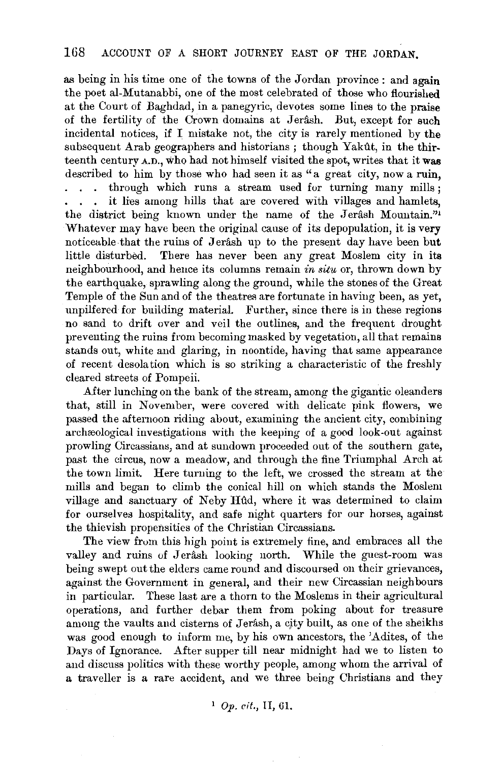as being in his time one of the towns of the Jordan province: and again the poet al-Mutanabbi, one of the most celebrated of those who flourished at the Court of Baghdad, in a panegyric, devotes some lines to the praise of the fertility of the Crown domains at Jerâsh. But, except for such incidental notices, if I mistake not, the city is rarely mentioned by the subsequent Arab geographers and historians; though Yakût, in the thirteenth century A.D., who had not himself visited the spot, writes that it was described to him by those who had seen it as "a great city, now a ruin, . . . through which runs a stream used for turning many mills; . . . it lies among hills that are covered with villages and hamlets, the district being known under the name of the Jerâsh Mountain."[1] Whatever may have been the original cause of its depopulation, it is very noticeable that the ruins of Jerâsh up to the present day have been but little disturbed. There has never been any great Moslem city in its neighbourhood, and hence its columns remain *in situ* or, thrown down by the earthquake, sprawling along the ground, while the stones of the Great Temple of the Sun and of the theatres are fortunate in having been, as yet, unpilfered for building material. Further, since there is in these regions no sand to drift over and veil the outlines, and the frequent drought preventing the ruins from becoming masked by vegetation, all that remains stands out, white and glaring, in noontide, having that same appearance of recent desolation which is so striking a characteristic of the freshly cleared streets of Pompeii.

After lunching on the bank of the stream, among the gigantic oleanders that, still in November, were covered with delicate pink flowers, we passed the afternoon riding about, examining the ancient city, combining archæological investigations with the keeping of a good look-out against prowling Circassians, and at sundown proceeded out of the southern gate, past the circus, now a meadow, and through the fine Triumphal Arch at the town limit. Here turning to the left, we crossed the stream at the mills and began to climb the conical hill on which stands the Moslem village and sanctuary of Neby Hûd, where it was determined to claim for ourselves hospitality, and safe night quarters for our horses, against the thievish propensities of the Christian Circassians.

The view from this high point is extremely fine, and embraces all the valley and ruins of Jerâsh looking north. While the guest-room was being swept out the elders came round and discoursed on their grievances, against the Government in general, and their new Circassian neighbours in particular. These last are a thorn to the Moslems in their agricultural operations, and further debar them from poking about for treasure among the vaults and cisterns of Jerâsh, a city built, as one of the sheikhs was good enough to inform me, by his own ancestors, the 'Adites, of the Days of Ignorance. After supper till near midnight had we to listen to and discuss politics with these worthy people, among whom the arrival of a traveller is a rare accident, and we three being Christians and they

[1] *Op. cit.*, II, 61.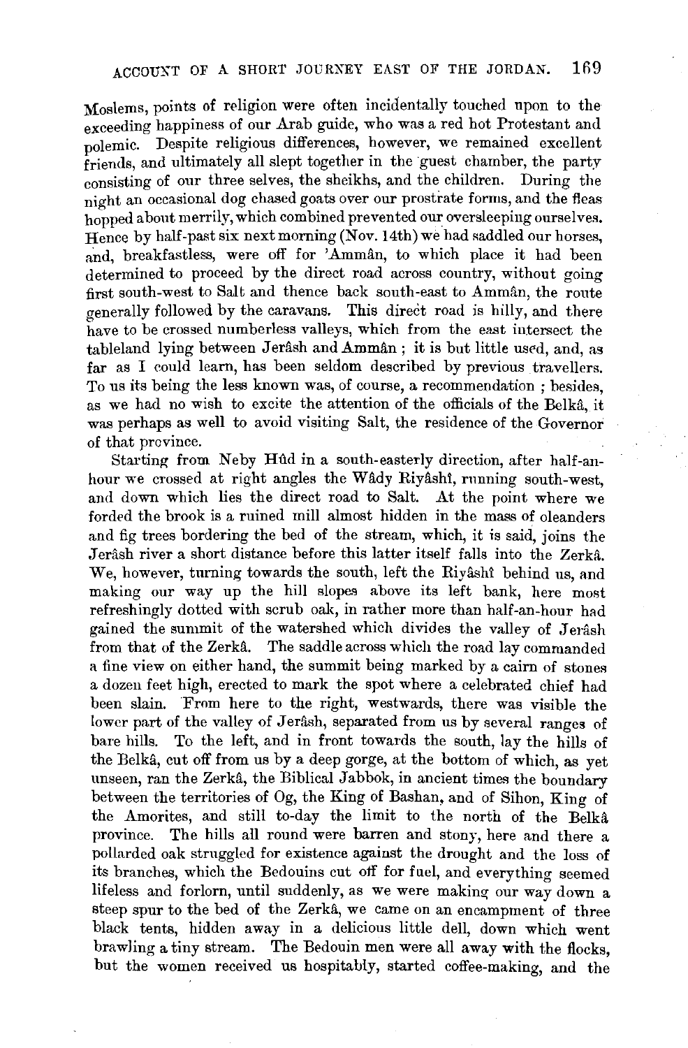Moslems, points of religion were often incidentally touched upon to the exceeding happiness of our Arab guide, who was a red hot Protestant and polemic. Despite religious differences, however, we remained excellent friends, and ultimately all slept together in the guest chamber, the party consisting of our three selves, the sheikhs, and the children. During the night an occasional dog chased goats over our prostrate forms, and the fleas hopped about merrily, which combined prevented our oversleeping ourselves. Hence by half-past six next morning (Nov. 14th) we had saddled our horses, and, breakfastless, were off for 'Ammân, to which place it had been determined to proceed by the direct road across country, without going first south-west to Salt and thence back south-east to Ammân, the route generally followed by the caravans. This direct road is hilly, and there have to be crossed numberless valleys, which from the east intersect the tableland lying between Jerâsh and Ammân ; it is but little used, and, as far as I could learn, has been seldom described by previous travellers. To us its being the less known was, of course, a recommendation ; besides, as we had no wish to excite the attention of the officials of the Belkâ, it was perhaps as well to avoid visiting Salt, the residence of the Governor of that province.

Starting from Neby Hûd in a south-easterly direction, after half-an-hour we crossed at right angles the Wâdy Riyâshî, running south-west, and down which lies the direct road to Salt. At the point where we forded the brook is a ruined mill almost hidden in the mass of oleanders and fig trees bordering the bed of the stream, which, it is said, joins the Jerâsh river a short distance before this latter itself falls into the Zerkâ. We, however, turning towards the south, left the Riyâshî behind us, and making our way up the hill slopes above its left bank, here most refreshingly dotted with scrub oak, in rather more than half-an-hour had gained the summit of the watershed which divides the valley of Jerâsh from that of the Zerkâ. The saddle across which the road lay commanded a fine view on either hand, the summit being marked by a cairn of stones a dozen feet high, erected to mark the spot where a celebrated chief had been slain. From here to the right, westwards, there was visible the lower part of the valley of Jerâsh, separated from us by several ranges of bare hills. To the left, and in front towards the south, lay the hills of the Belkâ, cut off from us by a deep gorge, at the bottom of which, as yet unseen, ran the Zerkâ, the Biblical Jabbok, in ancient times the boundary between the territories of Og, the King of Bashan, and of Sihon, King of the Amorites, and still to-day the limit to the north of the Belkâ province. The hills all round were barren and stony, here and there a pollarded oak struggled for existence against the drought and the loss of its branches, which the Bedouins cut off for fuel, and everything seemed lifeless and forlorn, until suddenly, as we were making our way down a steep spur to the bed of the Zerkâ, we came on an encampment of three black tents, hidden away in a delicious little dell, down which went brawling a tiny stream. The Bedouin men were all away with the flocks, but the women received us hospitably, started coffee-making, and the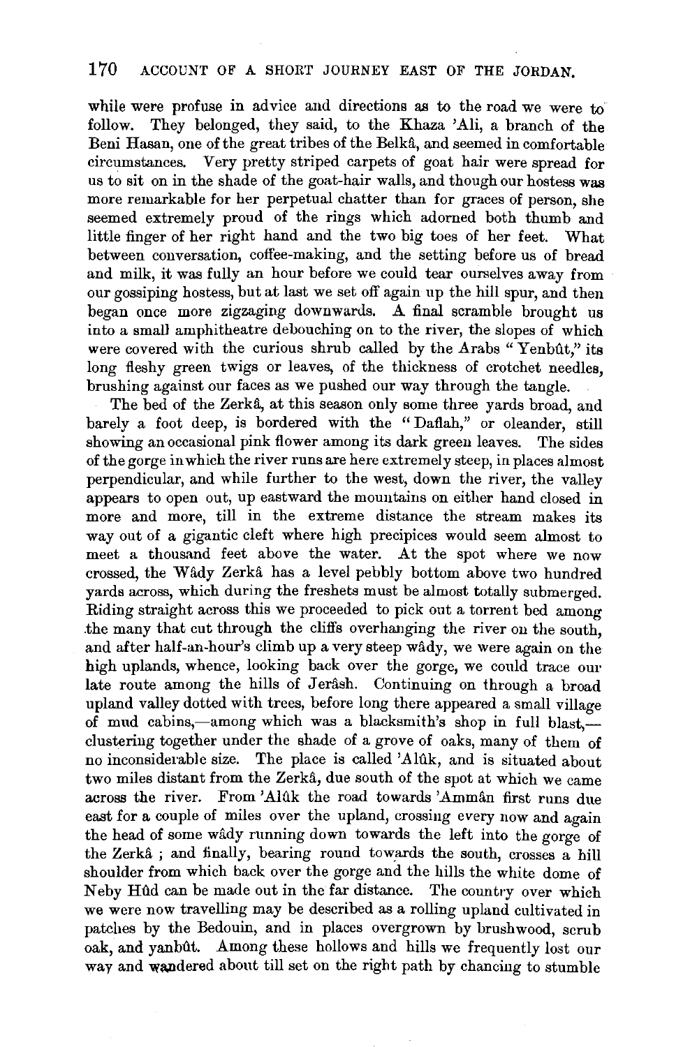while were profuse in advice and directions as to the road we were to follow. They belonged, they said, to the Khaza 'Ali, a branch of the Beni Hasan, one of the great tribes of the Belkâ, and seemed in comfortable circumstances. Very pretty striped carpets of goat hair were spread for us to sit on in the shade of the goat-hair walls, and though our hostess was more remarkable for her perpetual chatter than for graces of person, she seemed extremely proud of the rings which adorned both thumb and little finger of her right hand and the two big toes of her feet. What between conversation, coffee-making, and the setting before us of bread and milk, it was fully an hour before we could tear ourselves away from our gossiping hostess, but at last we set off again up the hill spur, and then began once more zigzaging downwards. A final scramble brought us into a small amphitheatre debouching on to the river, the slopes of which were covered with the curious shrub called by the Arabs "Yenbût," its long fleshy green twigs or leaves, of the thickness of crotchet needles, brushing against our faces as we pushed our way through the tangle.

The bed of the Zerkâ, at this season only some three yards broad, and barely a foot deep, is bordered with the "Daflah," or oleander, still showing an occasional pink flower among its dark green leaves. The sides of the gorge in which the river runs are here extremely steep, in places almost perpendicular, and while further to the west, down the river, the valley appears to open out, up eastward the mountains on either hand closed in more and more, till in the extreme distance the stream makes its way out of a gigantic cleft where high precipices would seem almost to meet a thousand feet above the water. At the spot where we now crossed, the Wâdy Zerkâ has a level pebbly bottom above two hundred yards across, which during the freshets must be almost totally submerged. Riding straight across this we proceeded to pick out a torrent bed among the many that cut through the cliffs overhanging the river on the south, and after half-an-hour's climb up a very steep wâdy, we were again on the high uplands, whence, looking back over the gorge, we could trace our late route among the hills of Jerâsh. Continuing on through a broad upland valley dotted with trees, before long there appeared a small village of mud cabins,—among which was a blacksmith's shop in full blast,—clustering together under the shade of a grove of oaks, many of them of no inconsiderable size. The place is called 'Alûk, and is situated about two miles distant from the Zerkâ, due south of the spot at which we came across the river. From 'Alûk the road towards 'Ammân first runs due east for a couple of miles over the upland, crossing every now and again the head of some wâdy running down towards the left into the gorge of the Zerkâ ; and finally, bearing round towards the south, crosses a hill shoulder from which back over the gorge and the hills the white dome of Neby Hûd can be made out in the far distance. The country over which we were now travelling may be described as a rolling upland cultivated in patches by the Bedouin, and in places overgrown by brushwood, scrub oak, and yanbût. Among these hollows and hills we frequently lost our way and wandered about till set on the right path by chancing to stumble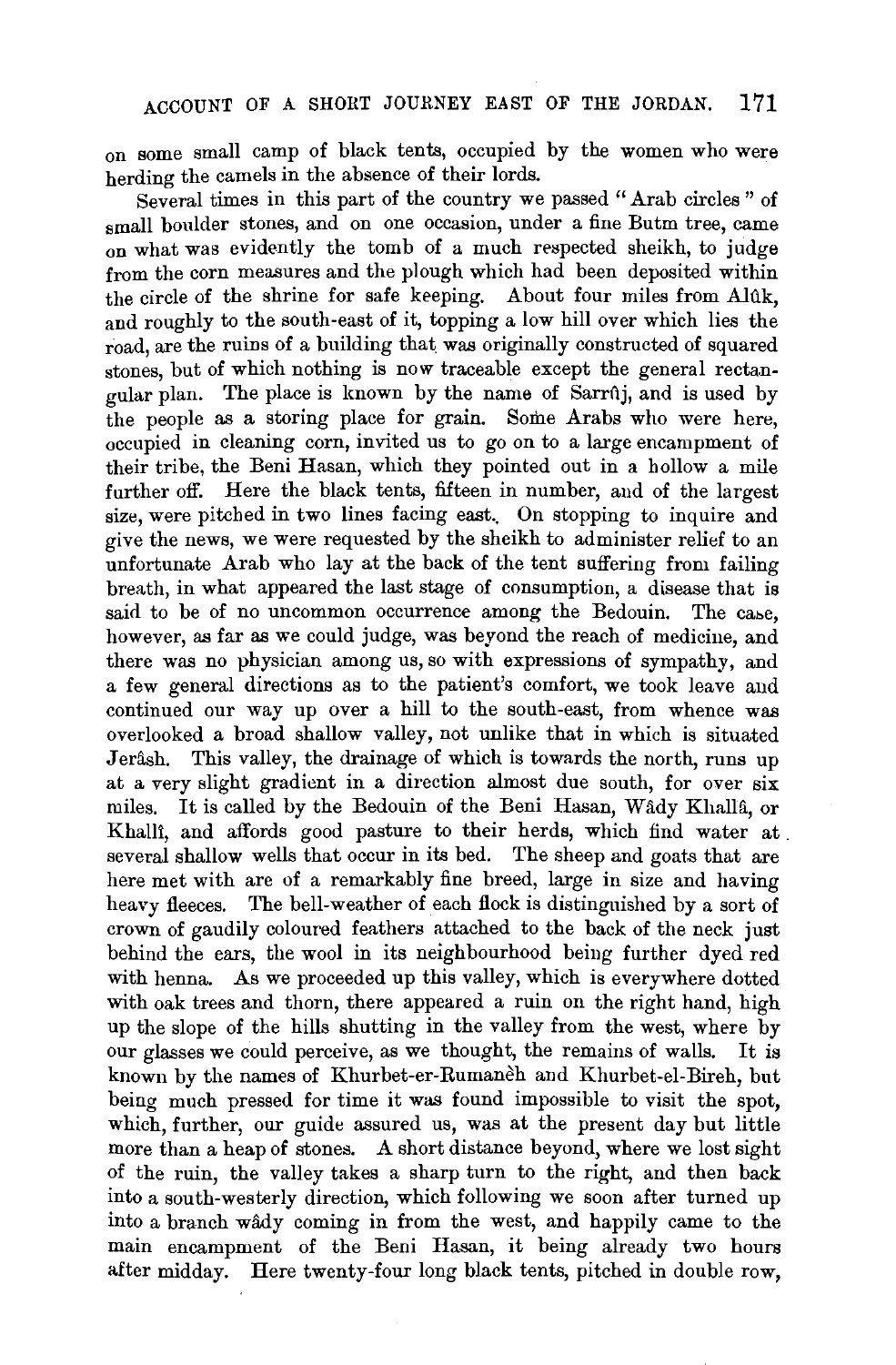on some small camp of black tents, occupied by the women who were herding the camels in the absence of their lords.

Several times in this part of the country we passed "Arab circles" of small boulder stones, and on one occasion, under a fine Butm tree, came on what was evidently the tomb of a much respected sheikh, to judge from the corn measures and the plough which had been deposited within the circle of the shrine for safe keeping. About four miles from Alûk, and roughly to the south-east of it, topping a low hill over which lies the road, are the ruins of a building that was originally constructed of squared stones, but of which nothing is now traceable except the general rectangular plan. The place is known by the name of Sarrûj, and is used by the people as a storing place for grain. Some Arabs who were here, occupied in cleaning corn, invited us to go on to a large encampment of their tribe, the Beni Hasan, which they pointed out in a hollow a mile further off. Here the black tents, fifteen in number, and of the largest size, were pitched in two lines facing east. On stopping to inquire and give the news, we were requested by the sheikh to administer relief to an unfortunate Arab who lay at the back of the tent suffering from failing breath, in what appeared the last stage of consumption, a disease that is said to be of no uncommon occurrence among the Bedouin. The case, however, as far as we could judge, was beyond the reach of medicine, and there was no physician among us, so with expressions of sympathy, and a few general directions as to the patient's comfort, we took leave and continued our way up over a hill to the south-east, from whence was overlooked a broad shallow valley, not unlike that in which is situated Jerâsh. This valley, the drainage of which is towards the north, runs up at a very slight gradient in a direction almost due south, for over six miles. It is called by the Bedouin of the Beni Hasan, Wâdy Khallâ, or Khallî, and affords good pasture to their herds, which find water at several shallow wells that occur in its bed. The sheep and goats that are here met with are of a remarkably fine breed, large in size and having heavy fleeces. The bell-weather of each flock is distinguished by a sort of crown of gaudily coloured feathers attached to the back of the neck just behind the ears, the wool in its neighbourhood being further dyed red with henna. As we proceeded up this valley, which is everywhere dotted with oak trees and thorn, there appeared a ruin on the right hand, high up the slope of the hills shutting in the valley from the west, where by our glasses we could perceive, as we thought, the remains of walls. It is known by the names of Khurbet-er-Rumanĕh and Khurbet-el-Bireh, but being much pressed for time it was found impossible to visit the spot, which, further, our guide assured us, was at the present day but little more than a heap of stones. A short distance beyond, where we lost sight of the ruin, the valley takes a sharp turn to the right, and then back into a south-westerly direction, which following we soon after turned up into a branch wâdy coming in from the west, and happily came to the main encampment of the Beni Hasan, it being already two hours after midday. Here twenty-four long black tents, pitched in double row,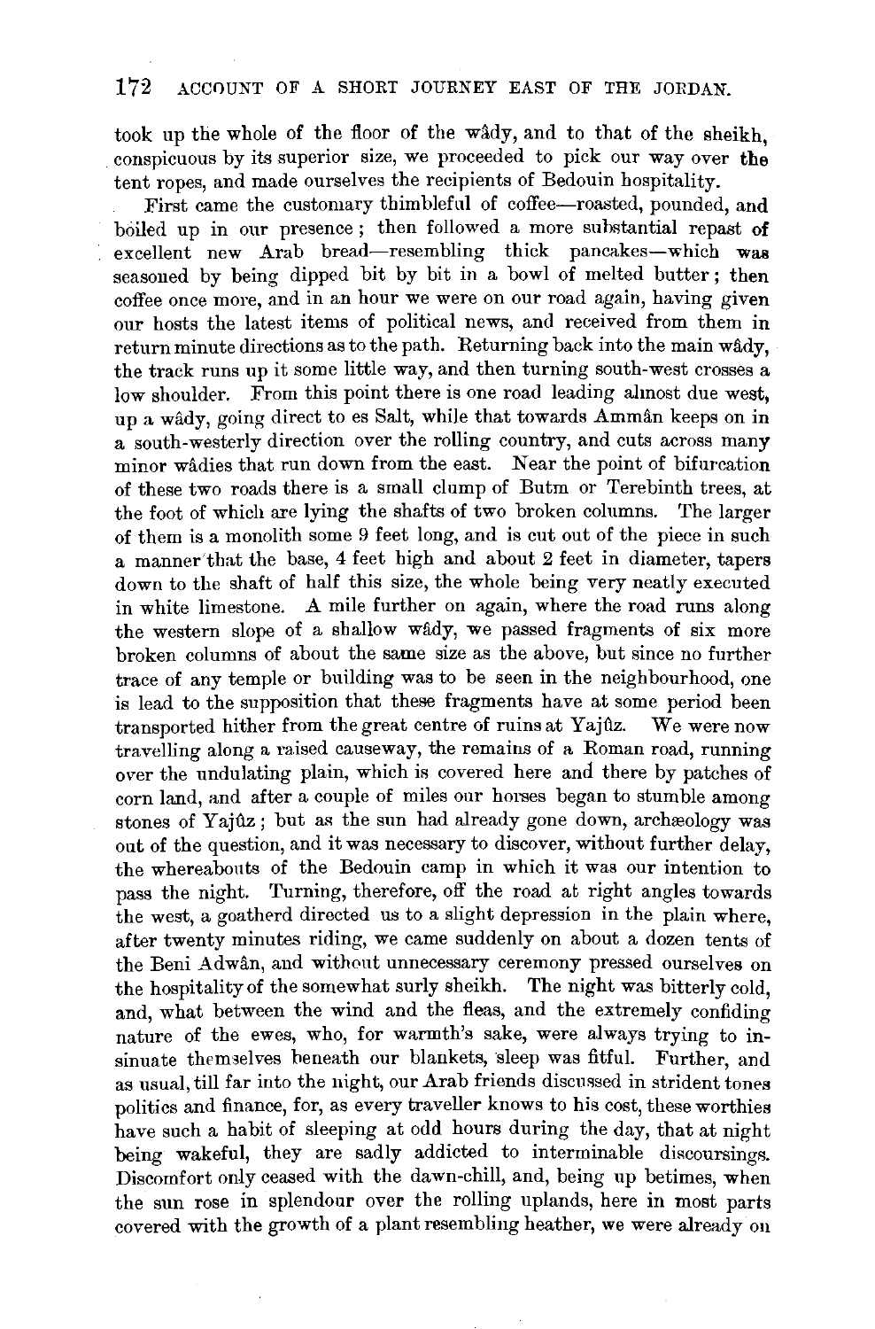took up the whole of the floor of the wâdy, and to that of the sheikh, conspicuous by its superior size, we proceeded to pick our way over the tent ropes, and made ourselves the recipients of Bedouin hospitality.

First came the customary thimbleful of coffee—roasted, pounded, and boiled up in our presence; then followed a more substantial repast of excellent new Arab bread—resembling thick pancakes—which was seasoned by being dipped bit by bit in a bowl of melted butter; then coffee once more, and in an hour we were on our road again, having given our hosts the latest items of political news, and received from them in return minute directions as to the path. Returning back into the main wâdy, the track runs up it some little way, and then turning south-west crosses a low shoulder. From this point there is one road leading almost due west, up a wâdy, going direct to es Salt, while that towards Ammân keeps on in a south-westerly direction over the rolling country, and cuts across many minor wâdies that run down from the east. Near the point of bifurcation of these two roads there is a small clump of Butm or Terebinth trees, at the foot of which are lying the shafts of two broken columns. The larger of them is a monolith some 9 feet long, and is cut out of the piece in such a manner that the base, 4 feet high and about 2 feet in diameter, tapers down to the shaft of half this size, the whole being very neatly executed in white limestone. A mile further on again, where the road runs along the western slope of a shallow wâdy, we passed fragments of six more broken columns of about the same size as the above, but since no further trace of any temple or building was to be seen in the neighbourhood, one is lead to the supposition that these fragments have at some period been transported hither from the great centre of ruins at Yajûz. We were now travelling along a raised causeway, the remains of a Roman road, running over the undulating plain, which is covered here and there by patches of corn land, and after a couple of miles our horses began to stumble among stones of Yajûz; but as the sun had already gone down, archæology was out of the question, and it was necessary to discover, without further delay, the whereabouts of the Bedouin camp in which it was our intention to pass the night. Turning, therefore, off the road at right angles towards the west, a goatherd directed us to a slight depression in the plain where, after twenty minutes riding, we came suddenly on about a dozen tents of the Beni Adwân, and without unnecessary ceremony pressed ourselves on the hospitality of the somewhat surly sheikh. The night was bitterly cold, and, what between the wind and the fleas, and the extremely confiding nature of the ewes, who, for warmth's sake, were always trying to insinuate themselves beneath our blankets, sleep was fitful. Further, and as usual, till far into the night, our Arab friends discussed in strident tones politics and finance, for, as every traveller knows to his cost, these worthies have such a habit of sleeping at odd hours during the day, that at night being wakeful, they are sadly addicted to interminable discoursings. Discomfort only ceased with the dawn-chill, and, being up betimes, when the sun rose in splendour over the rolling uplands, here in most parts covered with the growth of a plant resembling heather, we were already on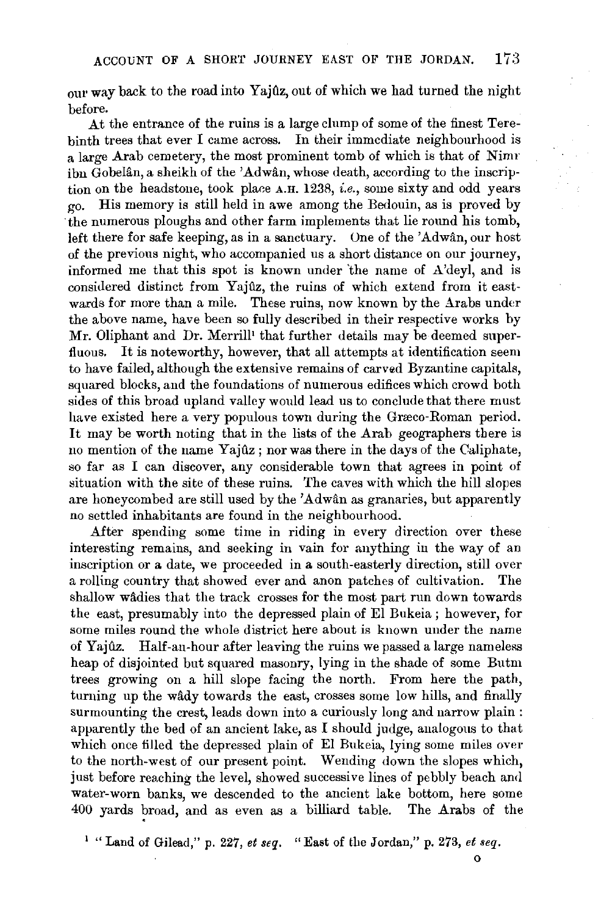our way back to the road into Yajûz, out of which we had turned the night before.

At the entrance of the ruins is a large clump of some of the finest Terebinth trees that ever I came across. In their immediate neighbourhood is a large Arab cemetery, the most prominent tomb of which is that of Nimr ibn Gobelân, a sheikh of the 'Adwân, whose death, according to the inscription on the headstone, took place A.H. 1238, *i.e.*, some sixty and odd years go. His memory is still held in awe among the Bedouin, as is proved by the numerous ploughs and other farm implements that lie round his tomb, left there for safe keeping, as in a sanctuary. One of the 'Adwân, our host of the previous night, who accompanied us a short distance on our journey, informed me that this spot is known under the name of A'deyl, and is considered distinct from Yajûz, the ruins of which extend from it eastwards for more than a mile. These ruins, now known by the Arabs under the above name, have been so fully described in their respective works by Mr. Oliphant and Dr. Merrill[1] that further details may be deemed superfluous. It is noteworthy, however, that all attempts at identification seem to have failed, although the extensive remains of carved Byzantine capitals, squared blocks, and the foundations of numerous edifices which crowd both sides of this broad upland valley would lead us to conclude that there must have existed here a very populous town during the Græco-Roman period. It may be worth noting that in the lists of the Arab geographers there is no mention of the name Yajûz; nor was there in the days of the Caliphate, so far as I can discover, any considerable town that agrees in point of situation with the site of these ruins. The caves with which the hill slopes are honeycombed are still used by the 'Adwân as granaries, but apparently no settled inhabitants are found in the neighbourhood.

After spending some time in riding in every direction over these interesting remains, and seeking in vain for anything in the way of an inscription or a date, we proceeded in a south-easterly direction, still over a rolling country that showed ever and anon patches of cultivation. The shallow wâdies that the track crosses for the most part run down towards the east, presumably into the depressed plain of El Bukeia; however, for some miles round the whole district here about is known under the name of Yajûz. Half-an-hour after leaving the ruins we passed a large nameless heap of disjointed but squared masonry, lying in the shade of some Butm trees growing on a hill slope facing the north. From here the path, turning up the wâdy towards the east, crosses some low hills, and finally surmounting the crest, leads down into a curiously long and narrow plain: apparently the bed of an ancient lake, as I should judge, analogous to that which once filled the depressed plain of El Bukeia, lying some miles over to the north-west of our present point. Wending down the slopes which, just before reaching the level, showed successive lines of pebbly beach and water-worn banks, we descended to the ancient lake bottom, here some 400 yards broad, and as even as a billiard table. The Arabs of the

[1] "Land of Gilead," p. 227, *et seq.* "East of the Jordan," p. 273, *et seq.*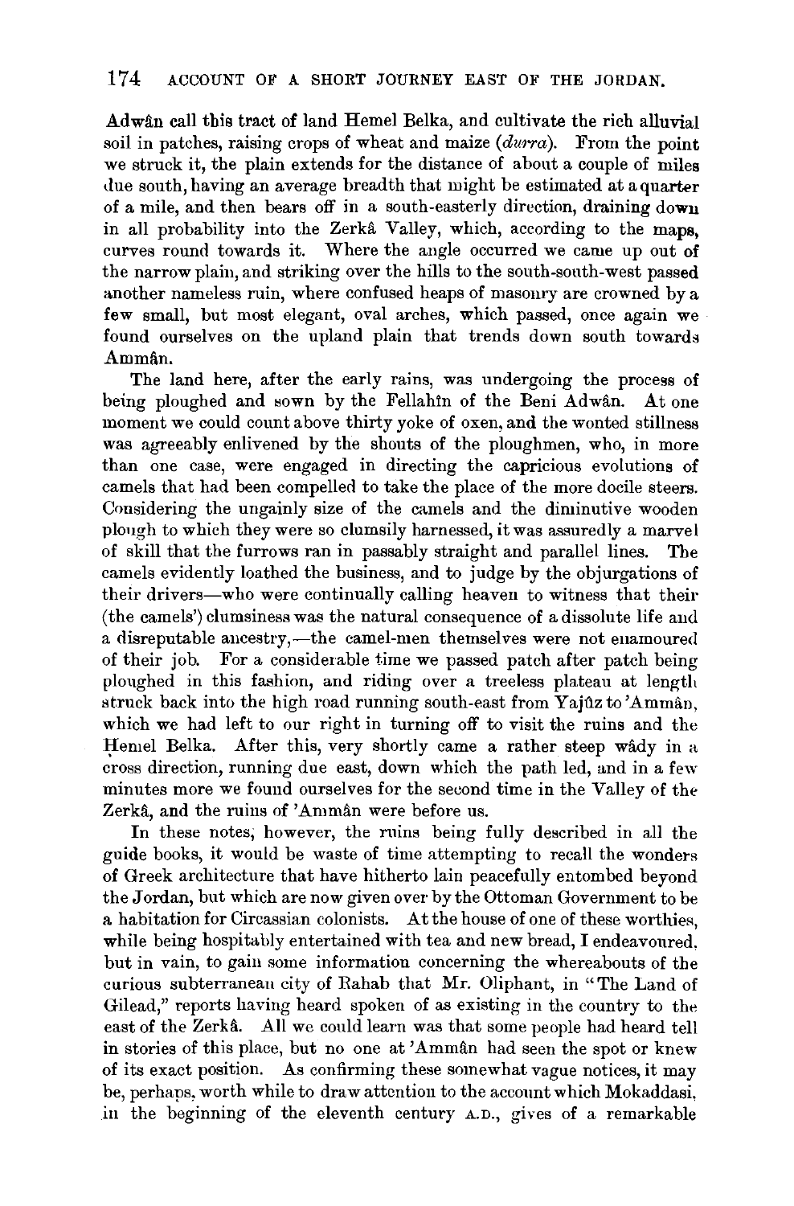Adwân call this tract of land Hemel Belka, and cultivate the rich alluvial soil in patches, raising crops of wheat and maize (*durra*). From the point we struck it, the plain extends for the distance of about a couple of miles due south, having an average breadth that might be estimated at a quarter of a mile, and then bears off in a south-easterly direction, draining down in all probability into the Zerkâ Valley, which, according to the maps, curves round towards it. Where the angle occurred we came up out of the narrow plain, and striking over the hills to the south-south-west passed another nameless ruin, where confused heaps of masonry are crowned by a few small, but most elegant, oval arches, which passed, once again we found ourselves on the upland plain that trends down south towards Ammân.

The land here, after the early rains, was undergoing the process of being ploughed and sown by the Fellahîn of the Beni Adwân. At one moment we could count above thirty yoke of oxen, and the wonted stillness was agreeably enlivened by the shouts of the ploughmen, who, in more than one case, were engaged in directing the capricious evolutions of camels that had been compelled to take the place of the more docile steers. Considering the ungainly size of the camels and the diminutive wooden plough to which they were so clumsily harnessed, it was assuredly a marvel of skill that the furrows ran in passably straight and parallel lines. The camels evidently loathed the business, and to judge by the objurgations of their drivers—who were continually calling heaven to witness that their (the camels') clumsiness was the natural consequence of a dissolute life and a disreputable ancestry,—the camel-men themselves were not enamoured of their job. For a considerable time we passed patch after patch being ploughed in this fashion, and riding over a treeless plateau at length struck back into the high road running south-east from Yajûz to 'Ammân, which we had left to our right in turning off to visit the ruins and the Ḥemel Belka. After this, very shortly came a rather steep wâdy in a cross direction, running due east, down which the path led, and in a few minutes more we found ourselves for the second time in the Valley of the Zerkâ, and the ruins of 'Ammân were before us.

In these notes, however, the ruins being fully described in all the guide books, it would be waste of time attempting to recall the wonders of Greek architecture that have hitherto lain peacefully entombed beyond the Jordan, but which are now given over by the Ottoman Government to be a habitation for Circassian colonists. At the house of one of these worthies, while being hospitably entertained with tea and new bread, I endeavoured, but in vain, to gain some information concerning the whereabouts of the curious subterranean city of Rahab that Mr. Oliphant, in "The Land of Gilead," reports having heard spoken of as existing in the country to the east of the Zerkâ. All we could learn was that some people had heard tell in stories of this place, but no one at 'Ammân had seen the spot or knew of its exact position. As confirming these somewhat vague notices, it may be, perhaps, worth while to draw attention to the account which Mokaddasi, in the beginning of the eleventh century A.D., gives of a remarkable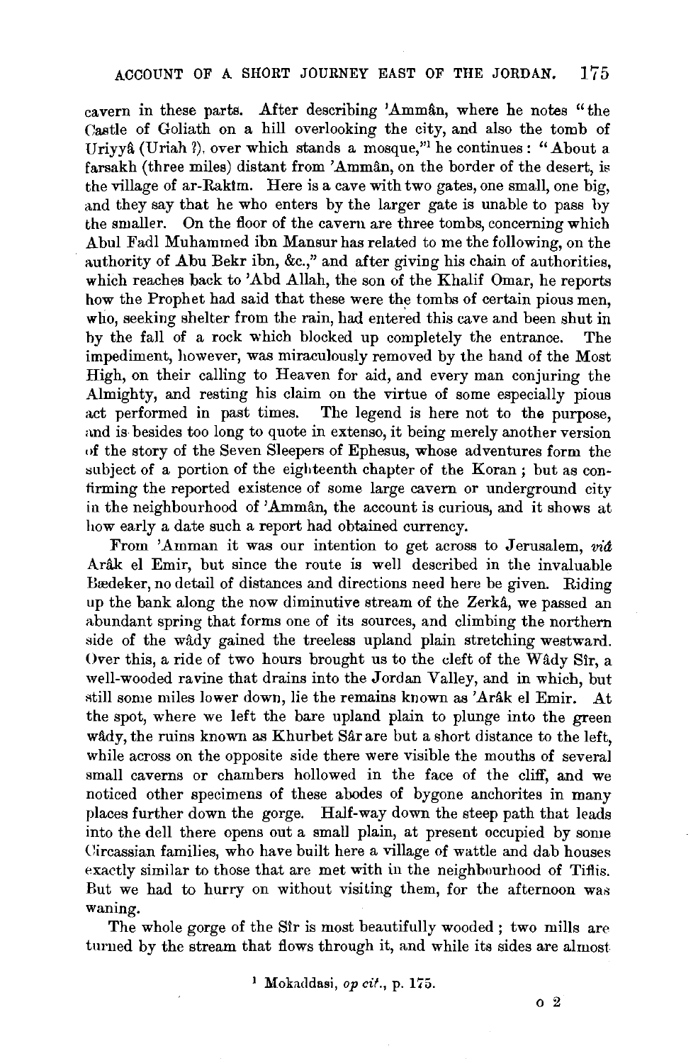cavern in these parts. After describing 'Ammân, where he notes "the Castle of Goliath on a hill overlooking the city, and also the tomb of Uriyyâ (Uriah ?), over which stands a mosque,"[1] he continues: "About a farsakh (three miles) distant from 'Ammân, on the border of the desert, is the village of ar-Rakîm. Here is a cave with two gates, one small, one big, and they say that he who enters by the larger gate is unable to pass by the smaller. On the floor of the cavern are three tombs, concerning which Abul Fadl Muhammed ibn Mansur has related to me the following, on the authority of Abu Bekr ibn, &c.," and after giving his chain of authorities, which reaches back to 'Abd Allah, the son of the Khalif Omar, he reports how the Prophet had said that these were the tombs of certain pious men, who, seeking shelter from the rain, had entered this cave and been shut in by the fall of a rock which blocked up completely the entrance. The impediment, however, was miraculously removed by the hand of the Most High, on their calling to Heaven for aid, and every man conjuring the Almighty, and resting his claim on the virtue of some especially pious act performed in past times. The legend is here not to the purpose, and is besides too long to quote in extenso, it being merely another version of the story of the Seven Sleepers of Ephesus, whose adventures form the subject of a portion of the eighteenth chapter of the Koran; but as confirming the reported existence of some large cavern or underground city in the neighbourhood of 'Ammân, the account is curious, and it shows at how early a date such a report had obtained currency.

From 'Amman it was our intention to get across to Jerusalem, *viâ* Arâk el Emir, but since the route is well described in the invaluable Bædeker, no detail of distances and directions need here be given. Riding up the bank along the now diminutive stream of the Zerkâ, we passed an abundant spring that forms one of its sources, and climbing the northern side of the wâdy gained the treeless upland plain stretching westward. Over this, a ride of two hours brought us to the cleft of the Wâdy Sîr, a well-wooded ravine that drains into the Jordan Valley, and in which, but still some miles lower down, lie the remains known as 'Arâk el Emir. At the spot, where we left the bare upland plain to plunge into the green wâdy, the ruins known as Khurbet Sâr are but a short distance to the left, while across on the opposite side there were visible the mouths of several small caverns or chambers hollowed in the face of the cliff, and we noticed other specimens of these abodes of bygone anchorites in many places further down the gorge. Half-way down the steep path that leads into the dell there opens out a small plain, at present occupied by some Circassian families, who have built here a village of wattle and dab houses exactly similar to those that are met with in the neighbourhood of Tiflis. But we had to hurry on without visiting them, for the afternoon was waning.

The whole gorge of the Sîr is most beautifully wooded; two mills are turned by the stream that flows through it, and while its sides are almost

[1] Mokaddasi, *op cit.*, p. 175.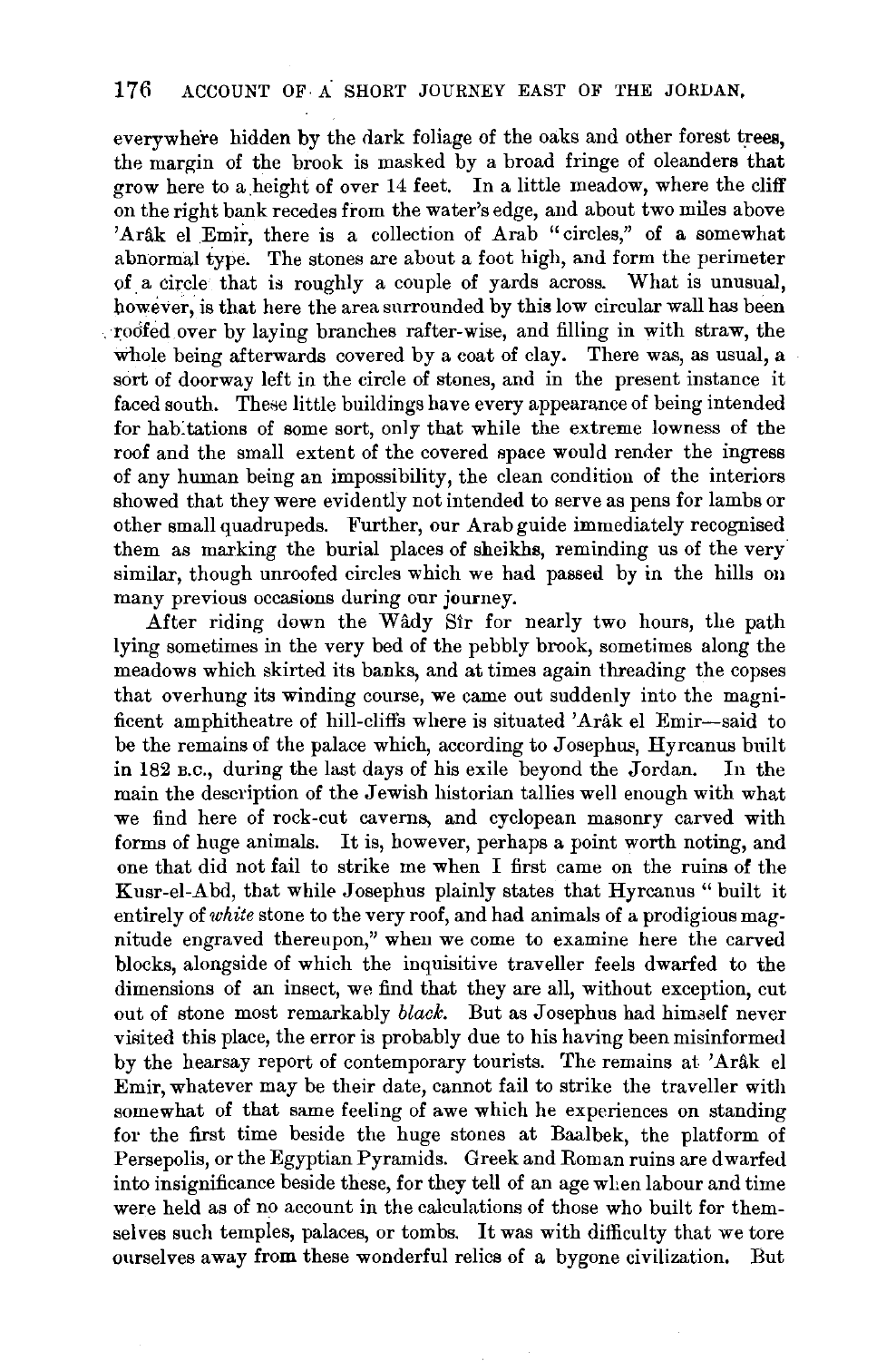everywhere hidden by the dark foliage of the oaks and other forest trees, the margin of the brook is masked by a broad fringe of oleanders that grow here to a height of over 14 feet. In a little meadow, where the cliff on the right bank recedes from the water's edge, and about two miles above 'Arâk el Emir, there is a collection of Arab "circles," of a somewhat abnormal type. The stones are about a foot high, and form the perimeter of a circle that is roughly a couple of yards across. What is unusual, however, is that here the area surrounded by this low circular wall has been roofed over by laying branches rafter-wise, and filling in with straw, the whole being afterwards covered by a coat of clay. There was, as usual, a sort of doorway left in the circle of stones, and in the present instance it faced south. These little buildings have every appearance of being intended for habitations of some sort, only that while the extreme lowness of the roof and the small extent of the covered space would render the ingress of any human being an impossibility, the clean condition of the interiors showed that they were evidently not intended to serve as pens for lambs or other small quadrupeds. Further, our Arab guide immediately recognised them as marking the burial places of sheikhs, reminding us of the very similar, though unroofed circles which we had passed by in the hills on many previous occasions during our journey.

After riding down the Wâdy Sîr for nearly two hours, the path lying sometimes in the very bed of the pebbly brook, sometimes along the meadows which skirted its banks, and at times again threading the copses that overhung its winding course, we came out suddenly into the magnificent amphitheatre of hill-cliffs where is situated 'Arâk el Emir—said to be the remains of the palace which, according to Josephus, Hyrcanus built in 182 B.C., during the last days of his exile beyond the Jordan. In the main the description of the Jewish historian tallies well enough with what we find here of rock-cut caverns, and cyclopean masonry carved with forms of huge animals. It is, however, perhaps a point worth noting, and one that did not fail to strike me when I first came on the ruins of the Kusr-el-Abd, that while Josephus plainly states that Hyrcanus "built it entirely of *white* stone to the very roof, and had animals of a prodigious magnitude engraved thereupon," when we come to examine here the carved blocks, alongside of which the inquisitive traveller feels dwarfed to the dimensions of an insect, we find that they are all, without exception, cut out of stone most remarkably *black*. But as Josephus had himself never visited this place, the error is probably due to his having been misinformed by the hearsay report of contemporary tourists. The remains at 'Arâk el Emir, whatever may be their date, cannot fail to strike the traveller with somewhat of that same feeling of awe which he experiences on standing for the first time beside the huge stones at Baalbek, the platform of Persepolis, or the Egyptian Pyramids. Greek and Roman ruins are dwarfed into insignificance beside these, for they tell of an age when labour and time were held as of no account in the calculations of those who built for themselves such temples, palaces, or tombs. It was with difficulty that we tore ourselves away from these wonderful relics of a bygone civilization. But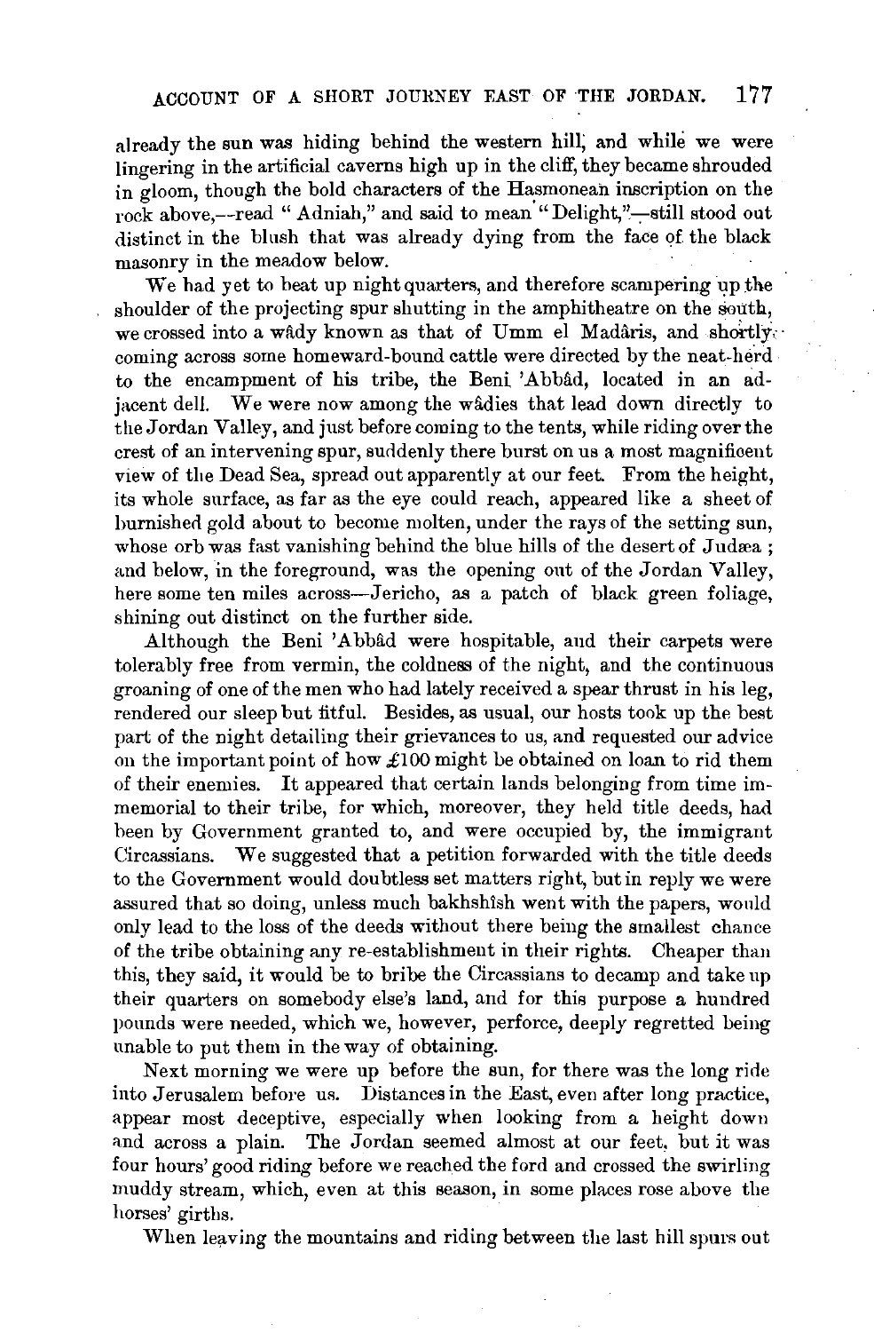already the sun was hiding behind the western hill, and while we were lingering in the artificial caverns high up in the cliff, they became shrouded in gloom, though the bold characters of the Hasmonean inscription on the rock above,—read "Adniah," and said to mean "Delight,"—still stood out distinct in the blush that was already dying from the face of the black masonry in the meadow below.

We had yet to beat up night quarters, and therefore scampering up the shoulder of the projecting spur shutting in the amphitheatre on the south, we crossed into a wâdy known as that of Umm el Madâris, and shortly coming across some homeward-bound cattle were directed by the neat-herd to the encampment of his tribe, the Beni 'Abbâd, located in an adjacent dell. We were now among the wâdies that lead down directly to the Jordan Valley, and just before coming to the tents, while riding over the crest of an intervening spur, suddenly there burst on us a most magnificent view of the Dead Sea, spread out apparently at our feet. From the height, its whole surface, as far as the eye could reach, appeared like a sheet of burnished gold about to become molten, under the rays of the setting sun, whose orb was fast vanishing behind the blue hills of the desert of Judæa; and below, in the foreground, was the opening out of the Jordan Valley, here some ten miles across—Jericho, as a patch of black green foliage, shining out distinct on the further side.

Although the Beni 'Abbâd were hospitable, and their carpets were tolerably free from vermin, the coldness of the night, and the continuous groaning of one of the men who had lately received a spear thrust in his leg, rendered our sleep but fitful. Besides, as usual, our hosts took up the best part of the night detailing their grievances to us, and requested our advice on the important point of how £100 might be obtained on loan to rid them of their enemies. It appeared that certain lands belonging from time immemorial to their tribe, for which, moreover, they held title deeds, had been by Government granted to, and were occupied by, the immigrant Circassians. We suggested that a petition forwarded with the title deeds to the Government would doubtless set matters right, but in reply we were assured that so doing, unless much bakhshîsh went with the papers, would only lead to the loss of the deeds without there being the smallest chance of the tribe obtaining any re-establishment in their rights. Cheaper than this, they said, it would be to bribe the Circassians to decamp and take up their quarters on somebody else's land, and for this purpose a hundred pounds were needed, which we, however, perforce, deeply regretted being unable to put them in the way of obtaining.

Next morning we were up before the sun, for there was the long ride into Jerusalem before us. Distances in the East, even after long practice, appear most deceptive, especially when looking from a height down and across a plain. The Jordan seemed almost at our feet, but it was four hours' good riding before we reached the ford and crossed the swirling muddy stream, which, even at this season, in some places rose above the horses' girths.

When leaving the mountains and riding between the last hill spurs out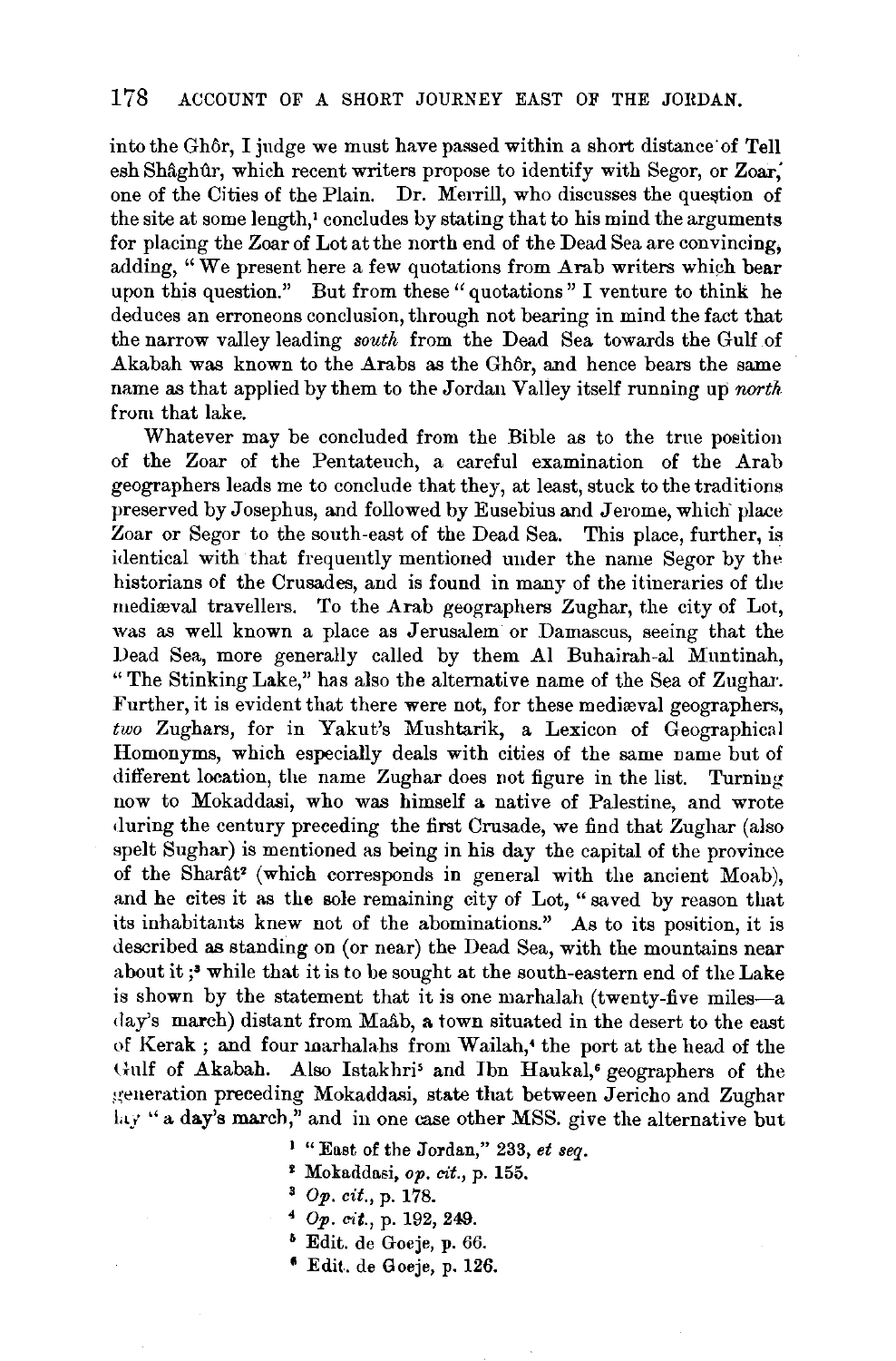into the Ghôr, I judge we must have passed within a short distance of Tell esh Shâghûr, which recent writers propose to identify with Segor, or Zoar, one of the Cities of the Plain. Dr. Merrill, who discusses the question of the site at some length,[1] concludes by stating that to his mind the arguments for placing the Zoar of Lot at the north end of the Dead Sea are convincing, adding, "We present here a few quotations from Arab writers which bear upon this question." But from these "quotations" I venture to think he deduces an erroneous conclusion, through not bearing in mind the fact that the narrow valley leading *south* from the Dead Sea towards the Gulf of Akabah was known to the Arabs as the Ghôr, and hence bears the same name as that applied by them to the Jordan Valley itself running up *north* from that lake.

Whatever may be concluded from the Bible as to the true position of the Zoar of the Pentateuch, a careful examination of the Arab geographers leads me to conclude that they, at least, stuck to the traditions preserved by Josephus, and followed by Eusebius and Jerome, which place Zoar or Segor to the south-east of the Dead Sea. This place, further, is identical with that frequently mentioned under the name Segor by the historians of the Crusades, and is found in many of the itineraries of the mediæval travellers. To the Arab geographers Zughar, the city of Lot, was as well known a place as Jerusalem or Damascus, seeing that the Dead Sea, more generally called by them Al Buhairah-al Muntinah, "The Stinking Lake," has also the alternative name of the Sea of Zughar. Further, it is evident that there were not, for these mediæval geographers, *two* Zughars, for in Yakut's Mushtarik, a Lexicon of Geographical Homonyms, which especially deals with cities of the same name but of different location, the name Zughar does not figure in the list. Turning now to Mokaddasi, who was himself a native of Palestine, and wrote during the century preceding the first Crusade, we find that Zughar (also spelt Sughar) is mentioned as being in his day the capital of the province of the Sharât[2] (which corresponds in general with the ancient Moab), and he cites it as the sole remaining city of Lot, "saved by reason that its inhabitants knew not of the abominations." As to its position, it is described as standing on (or near) the Dead Sea, with the mountains near about it;[3] while that it is to be sought at the south-eastern end of the Lake is shown by the statement that it is one marhalah (twenty-five miles—a day's march) distant from Maâb, a town situated in the desert to the east of Kerak; and four marhalahs from Wailah,[4] the port at the head of the Gulf of Akabah. Also Istakhri[5] and Ibn Haukal,[6] geographers of the generation preceding Mokaddasi, state that between Jericho and Zughar lay "a day's march," and in one case other MSS. give the alternative but

[1] "East of the Jordan," 233, *et seq.*

[2] Mokaddasi, *op. cit.*, p. 155.

[3] *Op. cit.*, p. 178.

[4] *Op. cit.*, p. 192, 249.

[5] Edit. de Goeje, p. 66.

[6] Edit. de Goeje, p. 126.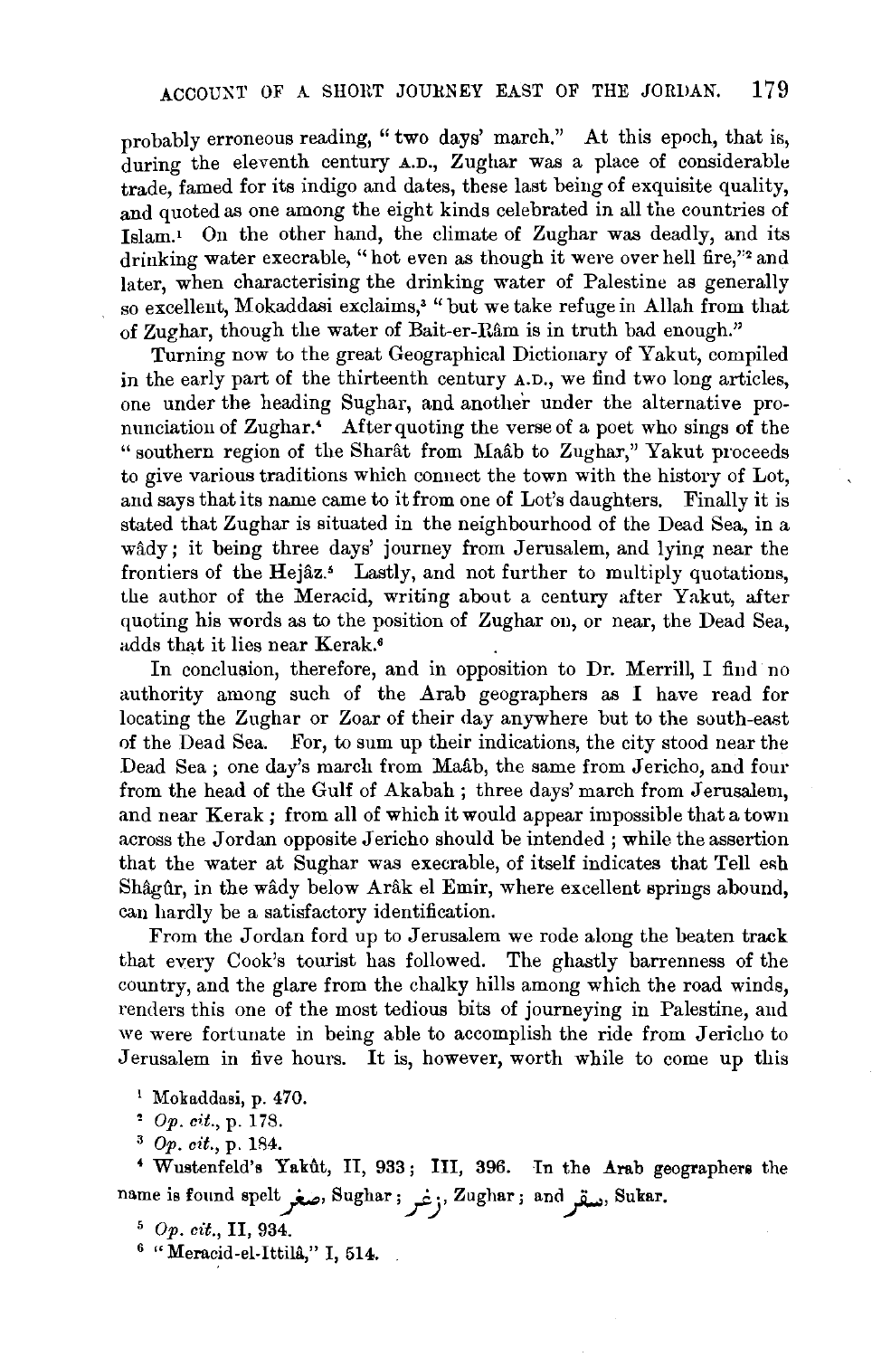probably erroneous reading, "two days' march." At this epoch, that is, during the eleventh century A.D., Zughar was a place of considerable trade, famed for its indigo and dates, these last being of exquisite quality, and quoted as one among the eight kinds celebrated in all the countries of Islam.[1] On the other hand, the climate of Zughar was deadly, and its drinking water execrable, "hot even as though it were over hell fire,"[2] and later, when characterising the drinking water of Palestine as generally so excellent, Mokaddasi exclaims,[3] "but we take refuge in Allah from that of Zughar, though the water of Bait-er-Râm is in truth bad enough."

Turning now to the great Geographical Dictionary of Yakut, compiled in the early part of the thirteenth century A.D., we find two long articles, one under the heading Sughar, and another under the alternative pronunciation of Zughar.[4] After quoting the verse of a poet who sings of the "southern region of the Sharât from Maâb to Zughar," Yakut proceeds to give various traditions which connect the town with the history of Lot, and says that its name came to it from one of Lot's daughters. Finally it is stated that Zughar is situated in the neighbourhood of the Dead Sea, in a wâdy; it being three days' journey from Jerusalem, and lying near the frontiers of the Hejâz.[5] Lastly, and not further to multiply quotations, the author of the Meracid, writing about a century after Yakut, after quoting his words as to the position of Zughar on, or near, the Dead Sea, adds that it lies near Kerak.[6]

In conclusion, therefore, and in opposition to Dr. Merrill, I find no authority among such of the Arab geographers as I have read for locating the Zughar or Zoar of their day anywhere but to the south-east of the Dead Sea. For, to sum up their indications, the city stood near the Dead Sea; one day's march from Maâb, the same from Jericho, and four from the head of the Gulf of Akabah; three days' march from Jerusalem, and near Kerak; from all of which it would appear impossible that a town across the Jordan opposite Jericho should be intended; while the assertion that the water at Sughar was execrable, of itself indicates that Tell esh Shâgûr, in the wâdy below Arâk el Emir, where excellent springs abound, can hardly be a satisfactory identification.

From the Jordan ford up to Jerusalem we rode along the beaten track that every Cook's tourist has followed. The ghastly barrenness of the country, and the glare from the chalky hills among which the road winds, renders this one of the most tedious bits of journeying in Palestine, and we were fortunate in being able to accomplish the ride from Jericho to Jerusalem in five hours. It is, however, worth while to come up this

[1] Mokaddasi, p. 470.

[2] *Op. cit.*, p. 178.

[3] *Op. cit.*, p. 184.

[4] Wustenfeld's Yakût, II, 933; III, 396. In the Arab geographers the name is found spelt صغر, Sughar; زغر, Zughar; and سقر, Sukar.

[5] *Op. cit.*, II, 934.

[6] "Meracid-el-Ittilâ," I, 514.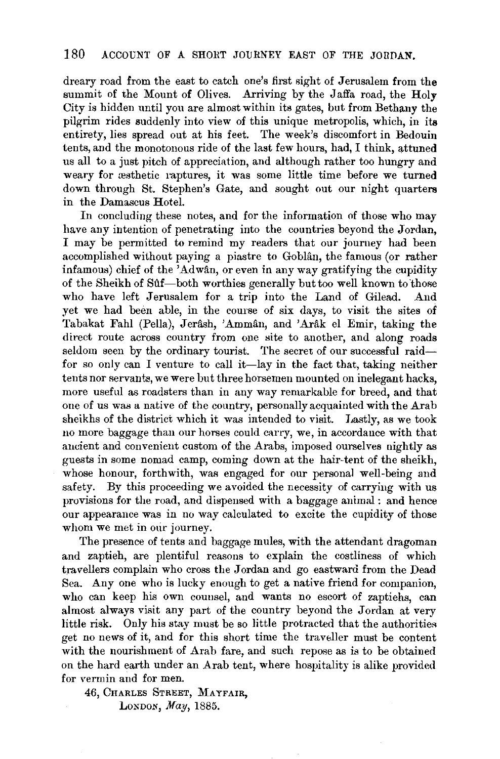dreary road from the east to catch one's first sight of Jerusalem from the summit of the Mount of Olives. Arriving by the Jaffa road, the Holy City is hidden until you are almost within its gates, but from Bethany the pilgrim rides suddenly into view of this unique metropolis, which, in its entirety, lies spread out at his feet. The week's discomfort in Bedouin tents, and the monotonous ride of the last few hours, had, I think, attuned us all to a just pitch of appreciation, and although rather too hungry and weary for æsthetic raptures, it was some little time before we turned down through St. Stephen's Gate, and sought out our night quarters in the Damascus Hotel.

In concluding these notes, and for the information of those who may have any intention of penetrating into the countries beyond the Jordan, I may be permitted to remind my readers that our journey had been accomplished without paying a piastre to Goblân, the famous (or rather infamous) chief of the 'Adwân, or even in any way gratifying the cupidity of the Sheikh of Sûf—both worthies generally but too well known to those who have left Jerusalem for a trip into the Land of Gilead. And yet we had been able, in the course of six days, to visit the sites of Tabakat Fahl (Pella), Jerâsh, 'Ammân, and 'Arâk el Emir, taking the direct route across country from one site to another, and along roads seldom seen by the ordinary tourist. The secret of our successful raid—for so only can I venture to call it—lay in the fact that, taking neither tents nor servants, we were but three horsemen mounted on inelegant hacks, more useful as roadsters than in any way remarkable for breed, and that one of us was a native of the country, personally acquainted with the Arab sheikhs of the district which it was intended to visit. Lastly, as we took no more baggage than our horses could carry, we, in accordance with that ancient and convenient custom of the Arabs, imposed ourselves nightly as guests in some nomad camp, coming down at the hair-tent of the sheikh, whose honour, forthwith, was engaged for our personal well-being and safety. By this proceeding we avoided the necessity of carrying with us provisions for the road, and dispensed with a baggage animal: and hence our appearance was in no way calculated to excite the cupidity of those whom we met in our journey.

The presence of tents and baggage mules, with the attendant dragoman and zaptieh, are plentiful reasons to explain the costliness of which travellers complain who cross the Jordan and go eastward from the Dead Sea. Any one who is lucky enough to get a native friend for companion, who can keep his own counsel, and wants no escort of zaptiehs, can almost always visit any part of the country beyond the Jordan at very little risk. Only his stay must be so little protracted that the authorities get no news of it, and for this short time the traveller must be content with the nourishment of Arab fare, and such repose as is to be obtained on the hard earth under an Arab tent, where hospitality is alike provided for vermin and for men.

46, Charles Street, Mayfair,
London, *May*, 1885.